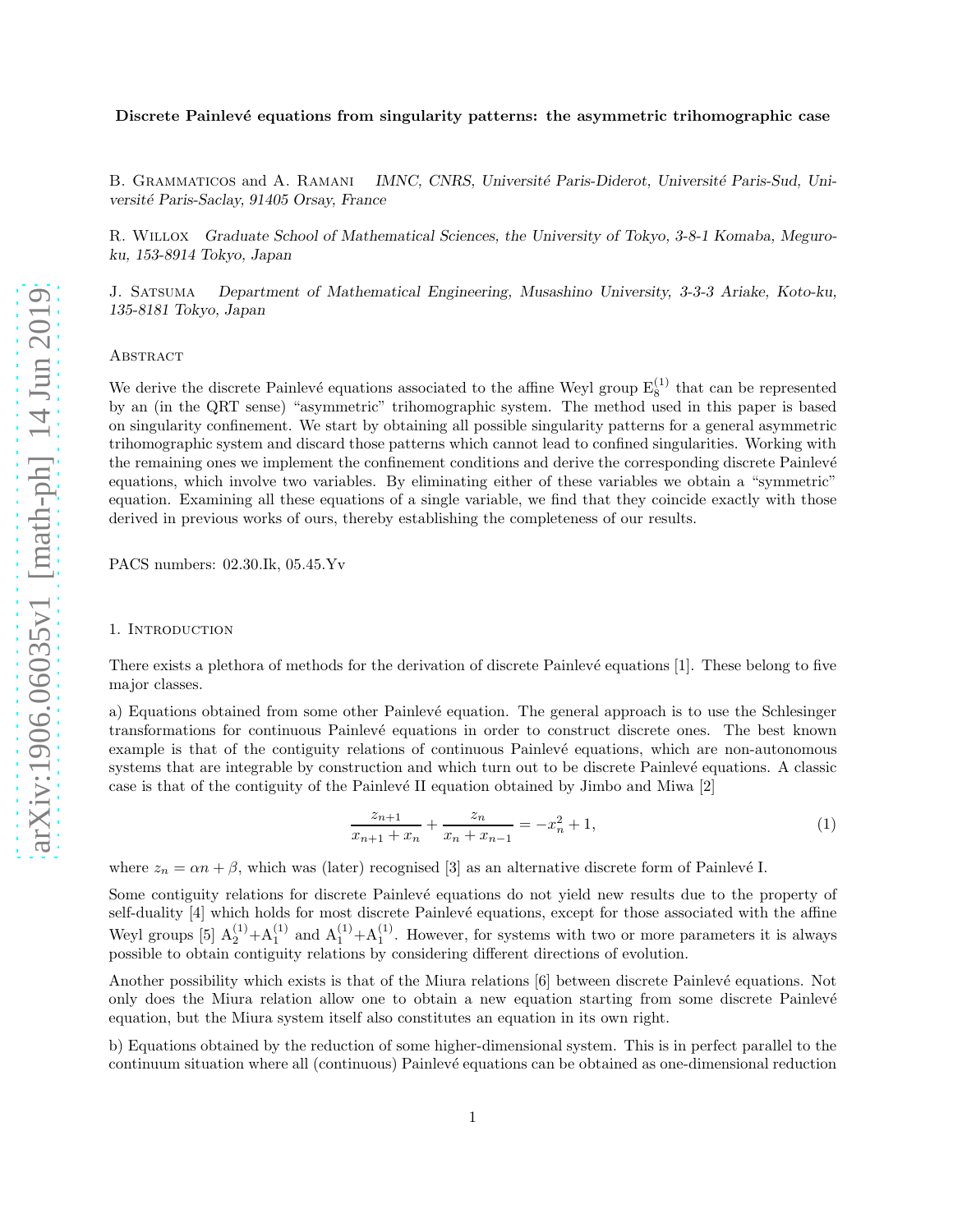# Discrete Painlevé equations from singularity patterns: the asymmetric trihomographic case

B. Grammaticos and A. Ramani *IMNC, CNRS, Université Paris-Diderot, Université Paris-Sud, Université Paris-Saclay, 91405 Orsay, France*

R. Willox *Graduate School of Mathematical Sciences, the University of Tokyo, 3-8-1 Komaba, Meguro-ku, 153-8914 Tokyo, Japan*

J. Satsuma *Department of Mathematical Engineering, Musashino University, 3-3-3 Ariake, Koto-ku, 135-8181 Tokyo, Japan*

## Abstract

We derive the discrete Painlevé equations associated to the affine Weyl group $E_8^{(1)}$ that can be represented by an (in the QRT sense) "asymmetric" trihomographic system. The method used in this paper is based on singularity confinement. We start by obtaining all possible singularity patterns for a general asymmetric trihomographic system and discard those patterns which cannot lead to confined singularities. Working with the remaining ones we implement the confinement conditions and derive the corresponding discrete Painlevé equations, which involve two variables. By eliminating either of these variables we obtain a "symmetric" equation. Examining all these equations of a single variable, we find that they coincide exactly with those derived in previous works of ours, thereby establishing the completeness of our results.

PACS numbers: 02.30.Ik, 05.45.Yv

## 1. Introduction

There exists a plethora of methods for the derivation of discrete Painlevé equations [1]. These belong to five major classes.

a) Equations obtained from some other Painlevé equation. The general approach is to use the Schlesinger transformations for continuous Painlevé equations in order to construct discrete ones. The best known example is that of the contiguity relations of continuous Painlevé equations, which are non-autonomous systems that are integrable by construction and which turn out to be discrete Painlevé equations. A classic case is that of the contiguity of the Painlevé II equation obtained by Jimbo and Miwa [2]

$$\frac{z_{n+1}}{x_{n+1}+x_n}+\frac{z_n}{x_n+x_{n-1}}=-x_n^2+1, \tag{1}$$

where $z_n=\alpha n+\beta$, which was (later) recognised [3] as an alternative discrete form of Painlevé I.

Some contiguity relations for discrete Painlevé equations do not yield new results due to the property of self-duality [4] which holds for most discrete Painlevé equations, except for those associated with the affine Weyl groups [5] $A_2^{(1)}$+$A_1^{(1)}$ and $A_1^{(1)}$+$A_1^{(1)}$. However, for systems with two or more parameters it is always possible to obtain contiguity relations by considering different directions of evolution.

Another possibility which exists is that of the Miura relations [6] between discrete Painlevé equations. Not only does the Miura relation allow one to obtain a new equation starting from some discrete Painlevé equation, but the Miura system itself also constitutes an equation in its own right.

b) Equations obtained by the reduction of some higher-dimensional system. This is in perfect parallel to the continuum situation where all (continuous) Painlevé equations can be obtained as one-dimensional reduction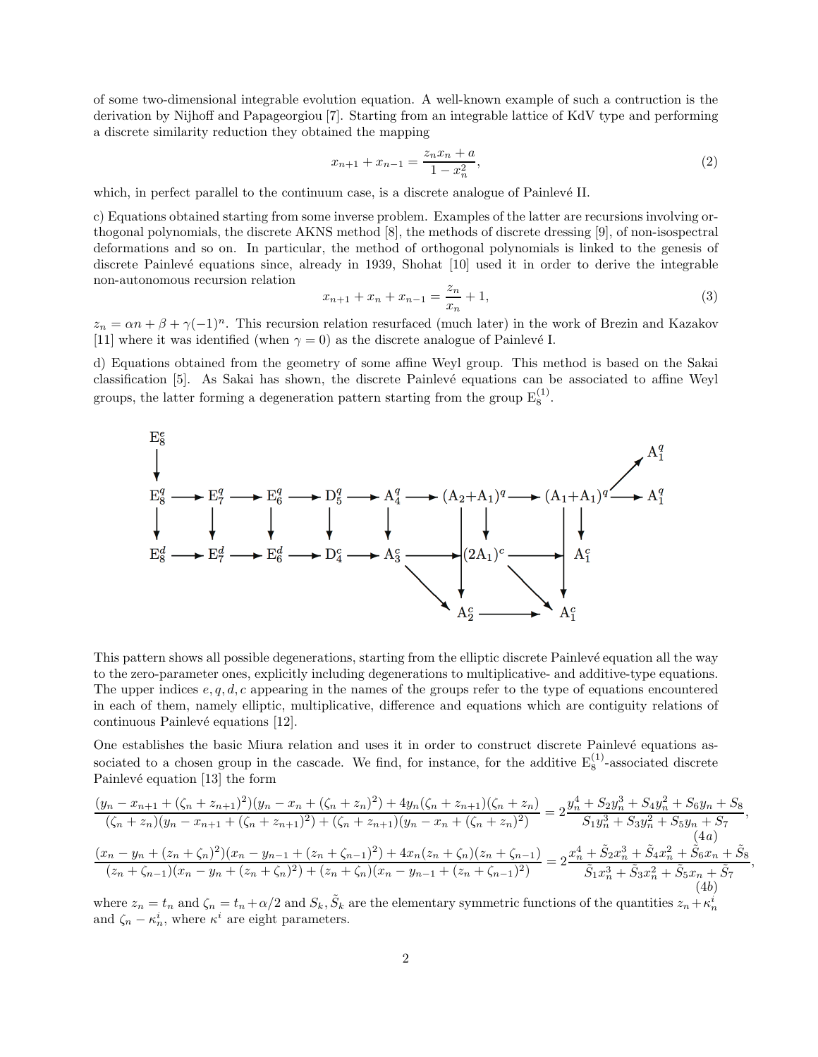of some two-dimensional integrable evolution equation. A well-known example of such a contruction is the derivation by Nijhoff and Papageorgiou [7]. Starting from an integrable lattice of KdV type and performing a discrete similarity reduction they obtained the mapping

$$x_{n+1} + x_{n-1} = \frac{z_n x_n + a}{1 - x_n^2}, \tag{2}$$

which, in perfect parallel to the continuum case, is a discrete analogue of Painlevé II.

c) Equations obtained starting from some inverse problem. Examples of the latter are recursions involving orthogonal polynomials, the discrete AKNS method [8], the methods of discrete dressing [9], of non-isospectral deformations and so on. In particular, the method of orthogonal polynomials is linked to the genesis of discrete Painlevé equations since, already in 1939, Shohat [10] used it in order to derive the integrable non-autonomous recursion relation

$$x_{n+1} + x_n + x_{n-1} = \frac{z_n}{x_n} + 1, \tag{3}$$

$z_n = \alpha n + \beta + \gamma(-1)^n$. This recursion relation resurfaced (much later) in the work of Brezin and Kazakov [11] where it was identified (when $\gamma = 0$) as the discrete analogue of Painlevé I.

d) Equations obtained from the geometry of some affine Weyl group. This method is based on the Sakai classification [5]. As Sakai has shown, the discrete Painlevé equations can be associated to affine Weyl groups, the latter forming a degeneration pattern starting from the group $\mathrm{E}_8^{(1)}$.

```
E8^e
 |
 v                                                                          A1^q
E8^q --> E7^q --> E6^q --> D5^q --> A4^q --> (A2+A1)^q --> (A1+A1)^q --> A1^q
 |        |        |        |        |          |    |          |   |
 v        v        v        v        v          |    v          |   v
E8^d --> E7^d --> E6^d --> D4^c --> A3^c -----> (2A1)^c ------->  A1^c
                                        \       |        \       |
                                         v      v         v      v
                                               A2^c ----------> A1^c
```

This pattern shows all possible degenerations, starting from the elliptic discrete Painlevé equation all the way to the zero-parameter ones, explicitly including degenerations to multiplicative- and additive-type equations. The upper indices $e, q, d, c$ appearing in the names of the groups refer to the type of equations encountered in each of them, namely elliptic, multiplicative, difference and equations which are contiguity relations of continuous Painlevé equations [12].

One establishes the basic Miura relation and uses it in order to construct discrete Painlevé equations associated to a chosen group in the cascade. We find, for instance, for the additive $\mathrm{E}_8^{(1)}$-associated discrete Painlevé equation [13] the form

$$\frac{(y_n - x_{n+1} + (\zeta_n + z_{n+1})^2)(y_n - x_n + (\zeta_n + z_n)^2) + 4y_n(\zeta_n + z_{n+1})(\zeta_n + z_n)}{(\zeta_n + z_n)(y_n - x_{n+1} + (\zeta_n + z_{n+1})^2) + (\zeta_n + z_{n+1})(y_n - x_n + (\zeta_n + z_n)^2)} = 2\frac{y_n^4 + S_2 y_n^3 + S_4 y_n^2 + S_6 y_n + S_8}{S_1 y_n^3 + S_3 y_n^2 + S_5 y_n + S_7}, \tag{4a}$$

$$\frac{(x_n - y_n + (z_n + \zeta_n)^2)(x_n - y_{n-1} + (z_n + \zeta_{n-1})^2) + 4x_n(z_n + \zeta_n)(z_n + \zeta_{n-1})}{(z_n + \zeta_{n-1})(x_n - y_n + (z_n + \zeta_n)^2) + (z_n + \zeta_n)(x_n - y_{n-1} + (z_n + \zeta_{n-1})^2)} = 2\frac{x_n^4 + \tilde{S}_2 x_n^3 + \tilde{S}_4 x_n^2 + \tilde{S}_6 x_n + \tilde{S}_8}{\tilde{S}_1 x_n^3 + \tilde{S}_3 x_n^2 + \tilde{S}_5 x_n + \tilde{S}_7}, \tag{4b}$$

where $z_n = t_n$ and $\zeta_n = t_n + \alpha/2$ and $S_k, \tilde{S}_k$ are the elementary symmetric functions of the quantities $z_n + \kappa_n^i$ and $\zeta_n - \kappa_n^i$, where $\kappa^i$ are eight parameters.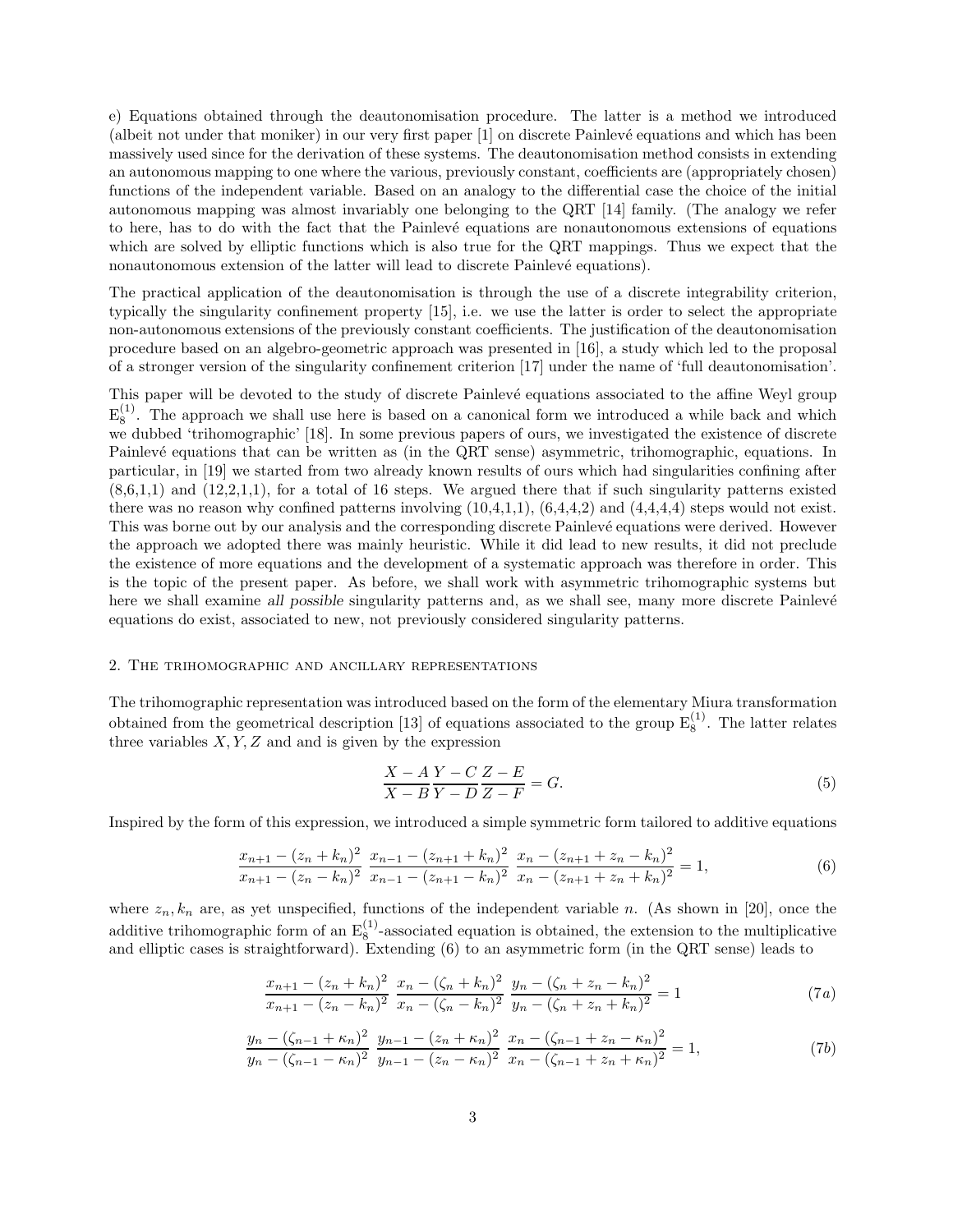e) Equations obtained through the deautonomisation procedure. The latter is a method we introduced (albeit not under that moniker) in our very first paper [1] on discrete Painlevé equations and which has been massively used since for the derivation of these systems. The deautonomisation method consists in extending an autonomous mapping to one where the various, previously constant, coefficients are (appropriately chosen) functions of the independent variable. Based on an analogy to the differential case the choice of the initial autonomous mapping was almost invariably one belonging to the QRT [14] family. (The analogy we refer to here, has to do with the fact that the Painlevé equations are nonautonomous extensions of equations which are solved by elliptic functions which is also true for the QRT mappings. Thus we expect that the nonautonomous extension of the latter will lead to discrete Painlevé equations).

The practical application of the deautonomisation is through the use of a discrete integrability criterion, typically the singularity confinement property [15], i.e. we use the latter is order to select the appropriate non-autonomous extensions of the previously constant coefficients. The justification of the deautonomisation procedure based on an algebro-geometric approach was presented in [16], a study which led to the proposal of a stronger version of the singularity confinement criterion [17] under the name of 'full deautonomisation'.

This paper will be devoted to the study of discrete Painlevé equations associated to the affine Weyl group $\mathrm{E}_8^{(1)}$. The approach we shall use here is based on a canonical form we introduced a while back and which we dubbed 'trihomographic' [18]. In some previous papers of ours, we investigated the existence of discrete Painlevé equations that can be written as (in the QRT sense) asymmetric, trihomographic, equations. In particular, in [19] we started from two already known results of ours which had singularities confining after (8,6,1,1) and (12,2,1,1), for a total of 16 steps. We argued there that if such singularity patterns existed there was no reason why confined patterns involving (10,4,1,1), (6,4,4,2) and (4,4,4,4) steps would not exist. This was borne out by our analysis and the corresponding discrete Painlevé equations were derived. However the approach we adopted there was mainly heuristic. While it did lead to new results, it did not preclude the existence of more equations and the development of a systematic approach was therefore in order. This is the topic of the present paper. As before, we shall work with asymmetric trihomographic systems but here we shall examine *all possible* singularity patterns and, as we shall see, many more discrete Painlevé equations do exist, associated to new, not previously considered singularity patterns.

## 2. The trihomographic and ancillary representations

The trihomographic representation was introduced based on the form of the elementary Miura transformation obtained from the geometrical description [13] of equations associated to the group $\mathrm{E}_8^{(1)}$. The latter relates three variables $X, Y, Z$ and and is given by the expression

$$\frac{X-A}{X-B}\frac{Y-C}{Y-D}\frac{Z-E}{Z-F} = G. \tag{5}$$

Inspired by the form of this expression, we introduced a simple symmetric form tailored to additive equations

$$\frac{x_{n+1}-(z_n+k_n)^2}{x_{n+1}-(z_n-k_n)^2}\;\frac{x_{n-1}-(z_{n+1}+k_n)^2}{x_{n-1}-(z_{n+1}-k_n)^2}\;\frac{x_n-(z_{n+1}+z_n-k_n)^2}{x_n-(z_{n+1}+z_n+k_n)^2} = 1, \tag{6}$$

where $z_n, k_n$ are, as yet unspecified, functions of the independent variable $n$. (As shown in [20], once the additive trihomographic form of an $\mathrm{E}_8^{(1)}$-associated equation is obtained, the extension to the multiplicative and elliptic cases is straightforward). Extending (6) to an asymmetric form (in the QRT sense) leads to

$$\frac{x_{n+1}-(z_n+k_n)^2}{x_{n+1}-(z_n-k_n)^2}\;\frac{x_n-(\zeta_n+k_n)^2}{x_n-(\zeta_n-k_n)^2}\;\frac{y_n-(\zeta_n+z_n-k_n)^2}{y_n-(\zeta_n+z_n+k_n)^2} = 1 \tag{7a}$$

$$\frac{y_n-(\zeta_{n-1}+\kappa_n)^2}{y_n-(\zeta_{n-1}-\kappa_n)^2}\;\frac{y_{n-1}-(z_n+\kappa_n)^2}{y_{n-1}-(z_n-\kappa_n)^2}\;\frac{x_n-(\zeta_{n-1}+z_n-\kappa_n)^2}{x_n-(\zeta_{n-1}+z_n+\kappa_n)^2} = 1, \tag{7b}$$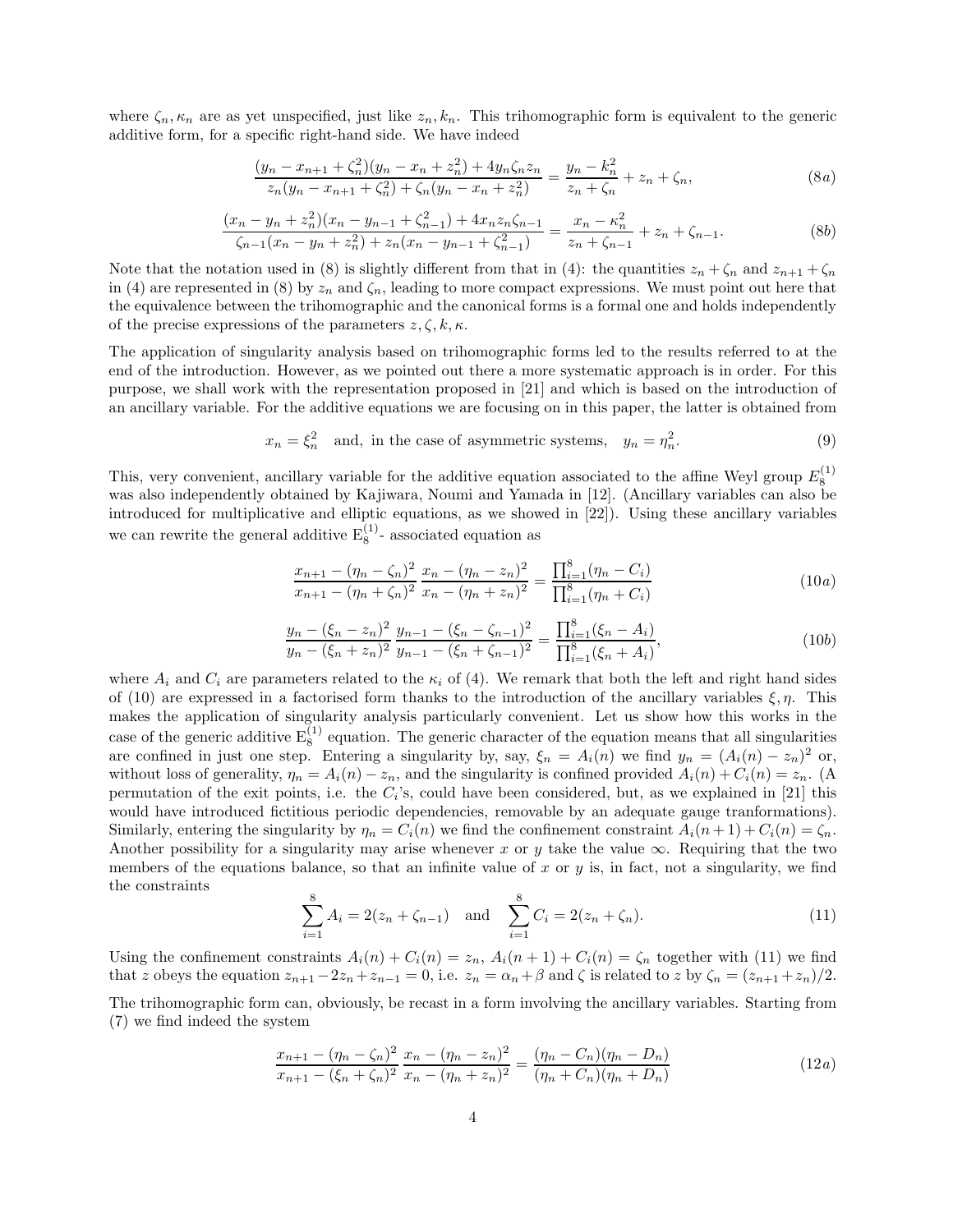where $\zeta_n, \kappa_n$ are as yet unspecified, just like $z_n, k_n$. This trihomographic form is equivalent to the generic additive form, for a specific right-hand side. We have indeed

$$\frac{(y_n - x_{n+1} + \zeta_n^2)(y_n - x_n + z_n^2) + 4y_n\zeta_n z_n}{z_n(y_n - x_{n+1} + \zeta_n^2) + \zeta_n(y_n - x_n + z_n^2)} = \frac{y_n - k_n^2}{z_n + \zeta_n} + z_n + \zeta_n, \tag{8a}$$

$$\frac{(x_n - y_n + z_n^2)(x_n - y_{n-1} + \zeta_{n-1}^2) + 4x_n z_n \zeta_{n-1}}{\zeta_{n-1}(x_n - y_n + z_n^2) + z_n(x_n - y_{n-1} + \zeta_{n-1}^2)} = \frac{x_n - \kappa_n^2}{z_n + \zeta_{n-1}} + z_n + \zeta_{n-1}. \tag{8b}$$

Note that the notation used in (8) is slightly different from that in (4): the quantities $z_n + \zeta_n$ and $z_{n+1} + \zeta_n$ in (4) are represented in (8) by $z_n$ and $\zeta_n$, leading to more compact expressions. We must point out here that the equivalence between the trihomographic and the canonical forms is a formal one and holds independently of the precise expressions of the parameters $z, \zeta, k, \kappa$.

The application of singularity analysis based on trihomographic forms led to the results referred to at the end of the introduction. However, as we pointed out there a more systematic approach is in order. For this purpose, we shall work with the representation proposed in [21] and which is based on the introduction of an ancillary variable. For the additive equations we are focusing on in this paper, the latter is obtained from

$$x_n = \xi_n^2 \quad \text{and, in the case of asymmetric systems,} \quad y_n = \eta_n^2. \tag{9}$$

This, very convenient, ancillary variable for the additive equation associated to the affine Weyl group $E_8^{(1)}$ was also independently obtained by Kajiwara, Noumi and Yamada in [12]. (Ancillary variables can also be introduced for multiplicative and elliptic equations, as we showed in [22]). Using these ancillary variables we can rewrite the general additive $\mathrm{E}_8^{(1)}$- associated equation as

$$\frac{x_{n+1} - (\eta_n - \zeta_n)^2}{x_{n+1} - (\eta_n + \zeta_n)^2} \frac{x_n - (\eta_n - z_n)^2}{x_n - (\eta_n + z_n)^2} = \frac{\prod_{i=1}^8 (\eta_n - C_i)}{\prod_{i=1}^8 (\eta_n + C_i)} \tag{10a}$$

$$\frac{y_n - (\xi_n - z_n)^2}{y_n - (\xi_n + z_n)^2} \frac{y_{n-1} - (\xi_n - \zeta_{n-1})^2}{y_{n-1} - (\xi_n + \zeta_{n-1})^2} = \frac{\prod_{i=1}^8 (\xi_n - A_i)}{\prod_{i=1}^8 (\xi_n + A_i)}, \tag{10b}$$

where $A_i$ and $C_i$ are parameters related to the $\kappa_i$ of (4). We remark that both the left and right hand sides of (10) are expressed in a factorised form thanks to the introduction of the ancillary variables $\xi, \eta$. This makes the application of singularity analysis particularly convenient. Let us show how this works in the case of the generic additive $\mathrm{E}_8^{(1)}$ equation. The generic character of the equation means that all singularities are confined in just one step. Entering a singularity by, say, $\xi_n = A_i(n)$ we find $y_n = (A_i(n) - z_n)^2$ or, without loss of generality, $\eta_n = A_i(n) - z_n$, and the singularity is confined provided $A_i(n) + C_i(n) = z_n$. (A permutation of the exit points, i.e. the $C_i$'s, could have been considered, but, as we explained in [21] this would have introduced fictitious periodic dependencies, removable by an adequate gauge tranformations). Similarly, entering the singularity by $\eta_n = C_i(n)$ we find the confinement constraint $A_i(n+1) + C_i(n) = \zeta_n$. Another possibility for a singularity may arise whenever $x$ or $y$ take the value $\infty$. Requiring that the two members of the equations balance, so that an infinite value of $x$ or $y$ is, in fact, not a singularity, we find the constraints

$$\sum_{i=1}^8 A_i = 2(z_n + \zeta_{n-1}) \quad \text{and} \quad \sum_{i=1}^8 C_i = 2(z_n + \zeta_n). \tag{11}$$

Using the confinement constraints $A_i(n) + C_i(n) = z_n$, $A_i(n+1) + C_i(n) = \zeta_n$ together with (11) we find that $z$ obeys the equation $z_{n+1} - 2z_n + z_{n-1} = 0$, i.e. $z_n = \alpha_n + \beta$ and $\zeta$ is related to $z$ by $\zeta_n = (z_{n+1} + z_n)/2$.

The trihomographic form can, obviously, be recast in a form involving the ancillary variables. Starting from (7) we find indeed the system

$$\frac{x_{n+1} - (\eta_n - \zeta_n)^2}{x_{n+1} - (\xi_n + \zeta_n)^2} \frac{x_n - (\eta_n - z_n)^2}{x_n - (\eta_n + z_n)^2} = \frac{(\eta_n - C_n)(\eta_n - D_n)}{(\eta_n + C_n)(\eta_n + D_n)} \tag{12a}$$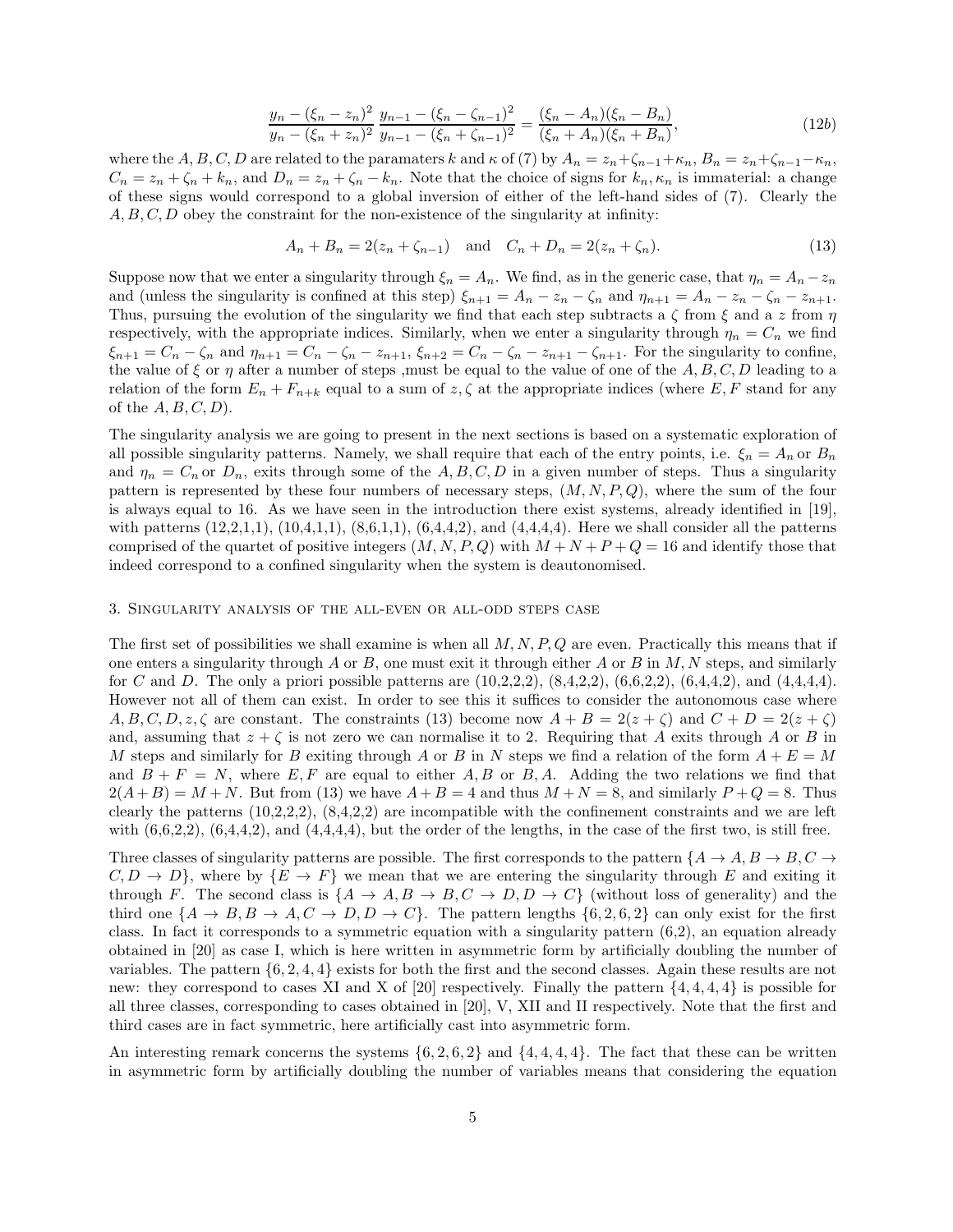$$\frac{y_n - (\xi_n - z_n)^2}{y_n - (\xi_n + z_n)^2} \frac{y_{n-1} - (\xi_n - \zeta_{n-1})^2}{y_{n-1} - (\xi_n + \zeta_{n-1})^2} = \frac{(\xi_n - A_n)(\xi_n - B_n)}{(\xi_n + A_n)(\xi_n + B_n)}, \tag{12b}$$

where the $A, B, C, D$ are related to the paramaters $k$ and $\kappa$ of (7) by $A_n = z_n + \zeta_{n-1} + \kappa_n$, $B_n = z_n + \zeta_{n-1} - \kappa_n$, $C_n = z_n + \zeta_n + k_n$, and $D_n = z_n + \zeta_n - k_n$. Note that the choice of signs for $k_n, \kappa_n$ is immaterial: a change of these signs would correspond to a global inversion of either of the left-hand sides of (7). Clearly the $A, B, C, D$ obey the constraint for the non-existence of the singularity at infinity:

$$A_n + B_n = 2(z_n + \zeta_{n-1}) \quad \text{and} \quad C_n + D_n = 2(z_n + \zeta_n). \tag{13}$$

Suppose now that we enter a singularity through $\xi_n = A_n$. We find, as in the generic case, that $\eta_n = A_n - z_n$ and (unless the singularity is confined at this step) $\xi_{n+1} = A_n - z_n - \zeta_n$ and $\eta_{n+1} = A_n - z_n - \zeta_n - z_{n+1}$. Thus, pursuing the evolution of the singularity we find that each step subtracts a $\zeta$ from $\xi$ and a $z$ from $\eta$ respectively, with the appropriate indices. Similarly, when we enter a singularity through $\eta_n = C_n$ we find $\xi_{n+1} = C_n - \zeta_n$ and $\eta_{n+1} = C_n - \zeta_n - z_{n+1}$, $\xi_{n+2} = C_n - \zeta_n - z_{n+1} - \zeta_{n+1}$. For the singularity to confine, the value of $\xi$ or $\eta$ after a number of steps ,must be equal to the value of one of the $A, B, C, D$ leading to a relation of the form $E_n + F_{n+k}$ equal to a sum of $z, \zeta$ at the appropriate indices (where $E, F$ stand for any of the $A, B, C, D$).

The singularity analysis we are going to present in the next sections is based on a systematic exploration of all possible singularity patterns. Namely, we shall require that each of the entry points, i.e. $\xi_n = A_n$ or $B_n$ and $\eta_n = C_n$ or $D_n$, exits through some of the $A, B, C, D$ in a given number of steps. Thus a singularity pattern is represented by these four numbers of necessary steps, $(M, N, P, Q)$, where the sum of the four is always equal to 16. As we have seen in the introduction there exist systems, already identified in [19], with patterns (12,2,1,1), (10,4,1,1), (8,6,1,1), (6,4,4,2), and (4,4,4,4). Here we shall consider all the patterns comprised of the quartet of positive integers $(M, N, P, Q)$ with $M + N + P + Q = 16$ and identify those that indeed correspond to a confined singularity when the system is deautonomised.

## 3. Singularity analysis of the all-even or all-odd steps case

The first set of possibilities we shall examine is when all $M, N, P, Q$ are even. Practically this means that if one enters a singularity through $A$ or $B$, one must exit it through either $A$ or $B$ in $M, N$ steps, and similarly for $C$ and $D$. The only a priori possible patterns are (10,2,2,2), (8,4,2,2), (6,6,2,2), (6,4,4,2), and (4,4,4,4). However not all of them can exist. In order to see this it suffices to consider the autonomous case where $A, B, C, D, z, \zeta$ are constant. The constraints (13) become now $A + B = 2(z + \zeta)$ and $C + D = 2(z + \zeta)$ and, assuming that $z + \zeta$ is not zero we can normalise it to 2. Requiring that $A$ exits through $A$ or $B$ in $M$ steps and similarly for $B$ exiting through $A$ or $B$ in $N$ steps we find a relation of the form $A + E = M$ and $B + F = N$, where $E, F$ are equal to either $A, B$ or $B, A$. Adding the two relations we find that $2(A + B) = M + N$. But from (13) we have $A + B = 4$ and thus $M + N = 8$, and similarly $P + Q = 8$. Thus clearly the patterns (10,2,2,2), (8,4,2,2) are incompatible with the confinement constraints and we are left with (6,6,2,2), (6,4,4,2), and (4,4,4,4), but the order of the lengths, in the case of the first two, is still free.

Three classes of singularity patterns are possible. The first corresponds to the pattern $\{A \to A, B \to B, C \to C, D \to D\}$, where by $\{E \to F\}$ we mean that we are entering the singularity through $E$ and exiting it through $F$. The second class is $\{A \to A, B \to B, C \to D, D \to C\}$ (without loss of generality) and the third one $\{A \to B, B \to A, C \to D, D \to C\}$. The pattern lengths $\{6, 2, 6, 2\}$ can only exist for the first class. In fact it corresponds to a symmetric equation with a singularity pattern (6,2), an equation already obtained in [20] as case I, which is here written in asymmetric form by artificially doubling the number of variables. The pattern $\{6, 2, 4, 4\}$ exists for both the first and the second classes. Again these results are not new: they correspond to cases XI and X of [20] respectively. Finally the pattern $\{4, 4, 4, 4\}$ is possible for all three classes, corresponding to cases obtained in [20], V, XII and II respectively. Note that the first and third cases are in fact symmetric, here artificially cast into asymmetric form.

An interesting remark concerns the systems $\{6, 2, 6, 2\}$ and $\{4, 4, 4, 4\}$. The fact that these can be written in asymmetric form by artificially doubling the number of variables means that considering the equation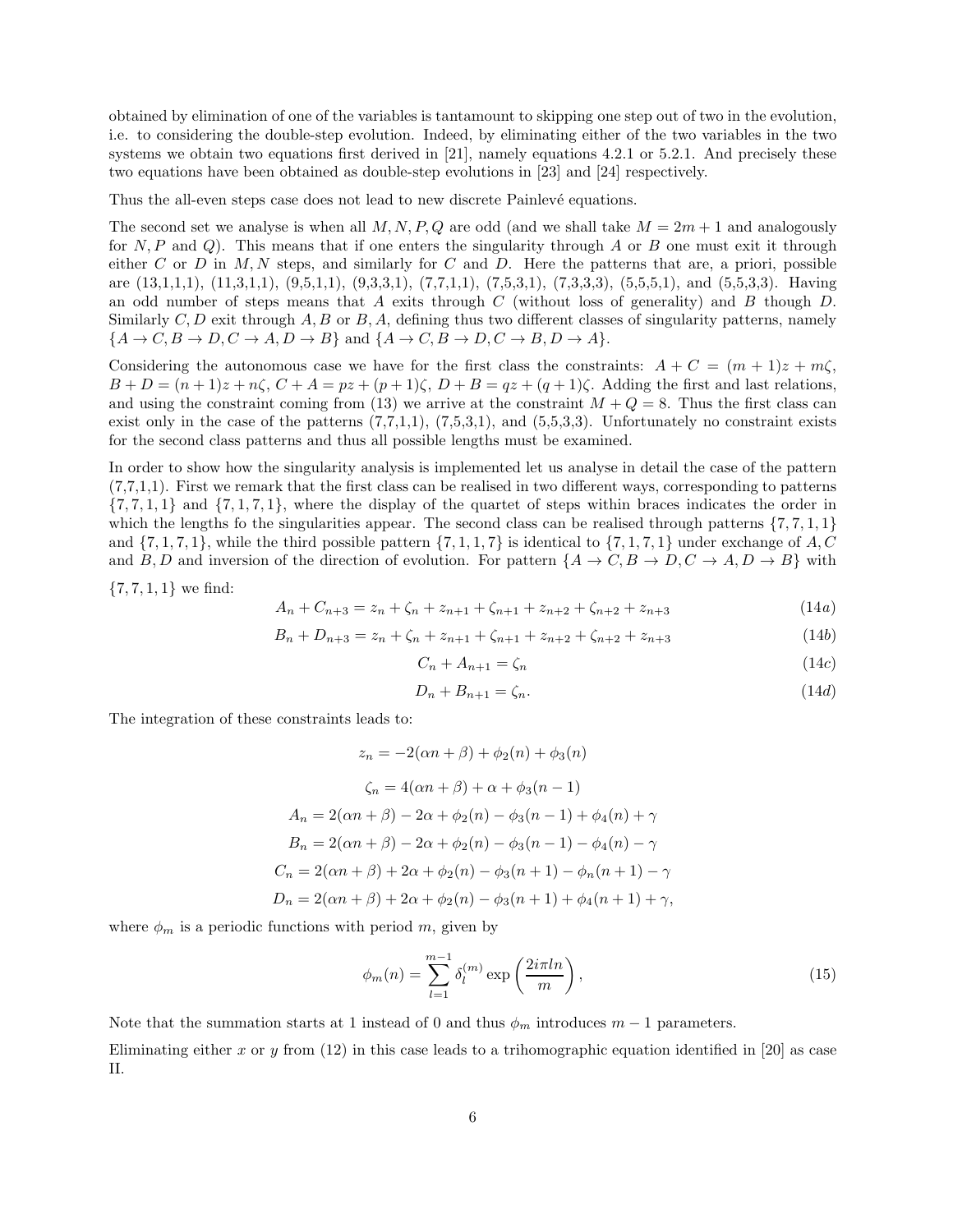obtained by elimination of one of the variables is tantamount to skipping one step out of two in the evolution, i.e. to considering the double-step evolution. Indeed, by eliminating either of the two variables in the two systems we obtain two equations first derived in [21], namely equations 4.2.1 or 5.2.1. And precisely these two equations have been obtained as double-step evolutions in [23] and [24] respectively.

Thus the all-even steps case does not lead to new discrete Painlevé equations.

The second set we analyse is when all $M, N, P, Q$ are odd (and we shall take $M = 2m + 1$ and analogously for $N, P$ and $Q$). This means that if one enters the singularity through $A$ or $B$ one must exit it through either $C$ or $D$ in $M, N$ steps, and similarly for $C$ and $D$. Here the patterns that are, a priori, possible are (13,1,1,1), (11,3,1,1), (9,5,1,1), (9,3,3,1), (7,7,1,1), (7,5,3,1), (7,3,3,3), (5,5,5,1), and (5,5,3,3). Having an odd number of steps means that $A$ exits through $C$ (without loss of generality) and $B$ though $D$. Similarly $C, D$ exit through $A, B$ or $B, A$, defining thus two different classes of singularity patterns, namely $\{A \to C, B \to D, C \to A, D \to B\}$ and $\{A \to C, B \to D, C \to B, D \to A\}$.

Considering the autonomous case we have for the first class the constraints: $A + C = (m + 1)z + m\zeta$, $B + D = (n + 1)z + n\zeta$, $C + A = pz + (p + 1)\zeta$, $D + B = qz + (q + 1)\zeta$. Adding the first and last relations, and using the constraint coming from (13) we arrive at the constraint $M + Q = 8$. Thus the first class can exist only in the case of the patterns (7,7,1,1), (7,5,3,1), and (5,5,3,3). Unfortunately no constraint exists for the second class patterns and thus all possible lengths must be examined.

In order to show how the singularity analysis is implemented let us analyse in detail the case of the pattern (7,7,1,1). First we remark that the first class can be realised in two different ways, corresponding to patterns $\{7, 7, 1, 1\}$ and $\{7, 1, 7, 1\}$, where the display of the quartet of steps within braces indicates the order in which the lengths fo the singularities appear. The second class can be realised through patterns $\{7, 7, 1, 1\}$ and $\{7, 1, 7, 1\}$, while the third possible pattern $\{7, 1, 1, 7\}$ is identical to $\{7, 1, 7, 1\}$ under exchange of $A, C$ and $B, D$ and inversion of the direction of evolution. For pattern $\{A \to C, B \to D, C \to A, D \to B\}$ with $\{7, 7, 1, 1\}$ we find:

$$A_n + C_{n+3} = z_n + \zeta_n + z_{n+1} + \zeta_{n+1} + z_{n+2} + \zeta_{n+2} + z_{n+3} \tag{14a}$$

$$B_n + D_{n+3} = z_n + \zeta_n + z_{n+1} + \zeta_{n+1} + z_{n+2} + \zeta_{n+2} + z_{n+3} \tag{14b}$$

$$C_n + A_{n+1} = \zeta_n \tag{14c}$$

$$D_n + B_{n+1} = \zeta_n. \tag{14d}$$

The integration of these constraints leads to:

$$z_n = -2(\alpha n + \beta) + \phi_2(n) + \phi_3(n)$$

$$\zeta_n = 4(\alpha n + \beta) + \alpha + \phi_3(n - 1)$$

$$A_n = 2(\alpha n + \beta) - 2\alpha + \phi_2(n) - \phi_3(n - 1) + \phi_4(n) + \gamma$$

$$B_n = 2(\alpha n + \beta) - 2\alpha + \phi_2(n) - \phi_3(n - 1) - \phi_4(n) - \gamma$$

$$C_n = 2(\alpha n + \beta) + 2\alpha + \phi_2(n) - \phi_3(n + 1) - \phi_n(n + 1) - \gamma$$

$$D_n = 2(\alpha n + \beta) + 2\alpha + \phi_2(n) - \phi_3(n + 1) + \phi_4(n + 1) + \gamma,$$

where $\phi_m$ is a periodic functions with period $m$, given by

$$\phi_m(n) = \sum_{l=1}^{m-1} \delta_l^{(m)} \exp\left(\frac{2i\pi ln}{m}\right), \tag{15}$$

Note that the summation starts at 1 instead of 0 and thus $\phi_m$ introduces $m - 1$ parameters.

Eliminating either $x$ or $y$ from (12) in this case leads to a trihomographic equation identified in [20] as case II.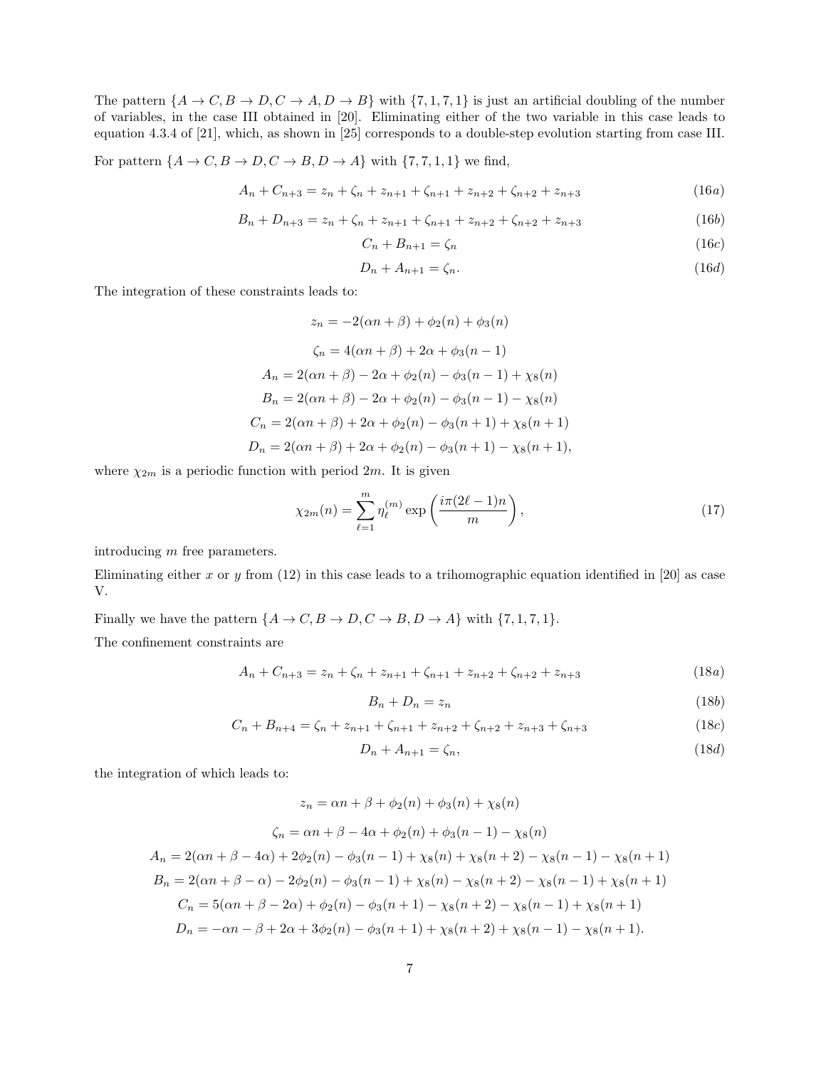The pattern $\{A \to C, B \to D, C \to A, D \to B\}$ with $\{7, 1, 7, 1\}$ is just an artificial doubling of the number of variables, in the case III obtained in [20]. Eliminating either of the two variable in this case leads to equation 4.3.4 of [21], which, as shown in [25] corresponds to a double-step evolution starting from case III.

For pattern $\{A \to C, B \to D, C \to B, D \to A\}$ with $\{7, 7, 1, 1\}$ we find,

$$A_n + C_{n+3} = z_n + \zeta_n + z_{n+1} + \zeta_{n+1} + z_{n+2} + \zeta_{n+2} + z_{n+3} \tag{16a}$$

$$B_n + D_{n+3} = z_n + \zeta_n + z_{n+1} + \zeta_{n+1} + z_{n+2} + \zeta_{n+2} + z_{n+3} \tag{16b}$$

$$C_n + B_{n+1} = \zeta_n \tag{16c}$$

$$D_n + A_{n+1} = \zeta_n. \tag{16d}$$

The integration of these constraints leads to:

$$z_n = -2(\alpha n + \beta) + \phi_2(n) + \phi_3(n)$$

$$\zeta_n = 4(\alpha n + \beta) + 2\alpha + \phi_3(n-1)$$

$$A_n = 2(\alpha n + \beta) - 2\alpha + \phi_2(n) - \phi_3(n-1) + \chi_8(n)$$

$$B_n = 2(\alpha n + \beta) - 2\alpha + \phi_2(n) - \phi_3(n-1) - \chi_8(n)$$

$$C_n = 2(\alpha n + \beta) + 2\alpha + \phi_2(n) - \phi_3(n+1) + \chi_8(n+1)$$

$$D_n = 2(\alpha n + \beta) + 2\alpha + \phi_2(n) - \phi_3(n+1) - \chi_8(n+1),$$

where $\chi_{2m}$ is a periodic function with period $2m$. It is given

$$\chi_{2m}(n) = \sum_{\ell=1}^{m} \eta_\ell^{(m)} \exp\left(\frac{i\pi(2\ell - 1)n}{m}\right), \tag{17}$$

introducing $m$ free parameters.

Eliminating either $x$ or $y$ from (12) in this case leads to a trihomographic equation identified in [20] as case V.

Finally we have the pattern $\{A \to C, B \to D, C \to B, D \to A\}$ with $\{7, 1, 7, 1\}$.

The confinement constraints are

$$A_n + C_{n+3} = z_n + \zeta_n + z_{n+1} + \zeta_{n+1} + z_{n+2} + \zeta_{n+2} + z_{n+3} \tag{18a}$$

$$B_n + D_n = z_n \tag{18b}$$

$$C_n + B_{n+4} = \zeta_n + z_{n+1} + \zeta_{n+1} + z_{n+2} + \zeta_{n+2} + z_{n+3} + \zeta_{n+3} \tag{18c}$$

$$D_n + A_{n+1} = \zeta_n, \tag{18d}$$

the integration of which leads to:

$$z_n = \alpha n + \beta + \phi_2(n) + \phi_3(n) + \chi_8(n)$$

$$\zeta_n = \alpha n + \beta - 4\alpha + \phi_2(n) + \phi_3(n-1) - \chi_8(n)$$

$$A_n = 2(\alpha n + \beta - 4\alpha) + 2\phi_2(n) - \phi_3(n-1) + \chi_8(n) + \chi_8(n+2) - \chi_8(n-1) - \chi_8(n+1)$$

$$B_n = 2(\alpha n + \beta - \alpha) - 2\phi_2(n) - \phi_3(n-1) + \chi_8(n) - \chi_8(n+2) - \chi_8(n-1) + \chi_8(n+1)$$

$$C_n = 5(\alpha n + \beta - 2\alpha) + \phi_2(n) - \phi_3(n+1) - \chi_8(n+2) - \chi_8(n-1) + \chi_8(n+1)$$

$$D_n = -\alpha n - \beta + 2\alpha + 3\phi_2(n) - \phi_3(n+1) + \chi_8(n+2) + \chi_8(n-1) - \chi_8(n+1).$$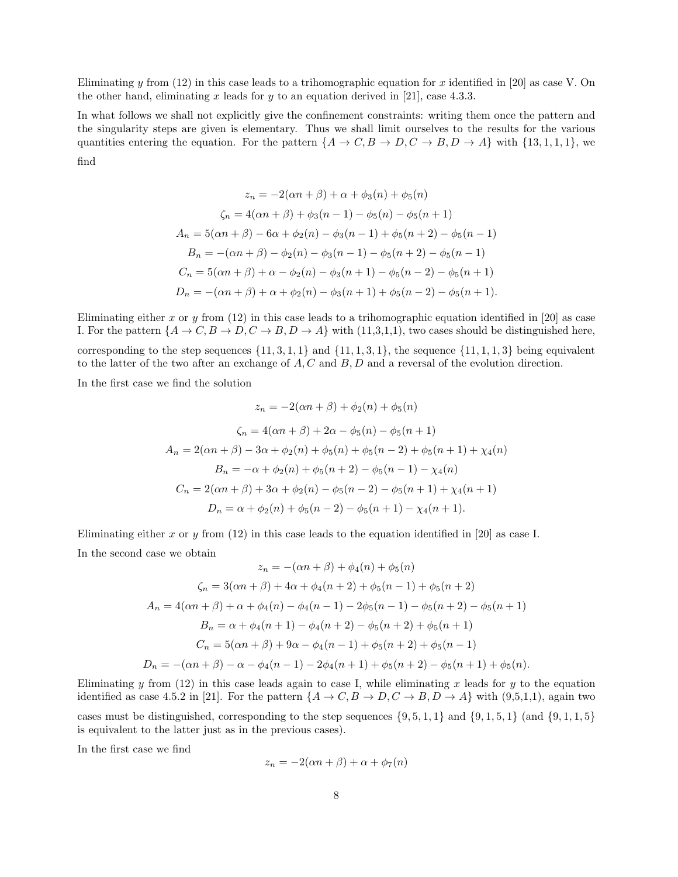Eliminating $y$ from (12) in this case leads to a trihomographic equation for $x$ identified in [20] as case V. On the other hand, eliminating $x$ leads for $y$ to an equation derived in [21], case 4.3.3.

In what follows we shall not explicitly give the confinement constraints: writing them once the pattern and the singularity steps are given is elementary. Thus we shall limit ourselves to the results for the various quantities entering the equation. For the pattern $\{A \to C, B \to D, C \to B, D \to A\}$ with $\{13, 1, 1, 1\}$, we find

$$z_n = -2(\alpha n + \beta) + \alpha + \phi_3(n) + \phi_5(n)$$

$$\zeta_n = 4(\alpha n + \beta) + \phi_3(n-1) - \phi_5(n) - \phi_5(n+1)$$

$$A_n = 5(\alpha n + \beta) - 6\alpha + \phi_2(n) - \phi_3(n-1) + \phi_5(n+2) - \phi_5(n-1)$$

$$B_n = -(\alpha n + \beta) - \phi_2(n) - \phi_3(n-1) - \phi_5(n+2) - \phi_5(n-1)$$

$$C_n = 5(\alpha n + \beta) + \alpha - \phi_2(n) - \phi_3(n+1) - \phi_5(n-2) - \phi_5(n+1)$$

$$D_n = -(\alpha n + \beta) + \alpha + \phi_2(n) - \phi_3(n+1) + \phi_5(n-2) - \phi_5(n+1).$$

Eliminating either $x$ or $y$ from (12) in this case leads to a trihomographic equation identified in [20] as case I. For the pattern $\{A \to C, B \to D, C \to B, D \to A\}$ with (11,3,1,1), two cases should be distinguished here, corresponding to the step sequences $\{11, 3, 1, 1\}$ and $\{11, 1, 3, 1\}$, the sequence $\{11, 1, 1, 3\}$ being equivalent to the latter of the two after an exchange of $A, C$ and $B, D$ and a reversal of the evolution direction.

In the first case we find the solution

$$z_n = -2(\alpha n + \beta) + \phi_2(n) + \phi_5(n)$$

$$\zeta_n = 4(\alpha n + \beta) + 2\alpha - \phi_5(n) - \phi_5(n+1)$$

$$A_n = 2(\alpha n + \beta) - 3\alpha + \phi_2(n) + \phi_5(n) + \phi_5(n-2) + \phi_5(n+1) + \chi_4(n)$$

$$B_n = -\alpha + \phi_2(n) + \phi_5(n+2) - \phi_5(n-1) - \chi_4(n)$$

$$C_n = 2(\alpha n + \beta) + 3\alpha + \phi_2(n) - \phi_5(n-2) - \phi_5(n+1) + \chi_4(n+1)$$

$$D_n = \alpha + \phi_2(n) + \phi_5(n-2) - \phi_5(n+1) - \chi_4(n+1).$$

Eliminating either $x$ or $y$ from (12) in this case leads to the equation identified in [20] as case I.

In the second case we obtain

$$z_n = -(\alpha n + \beta) + \phi_4(n) + \phi_5(n)$$

$$\zeta_n = 3(\alpha n + \beta) + 4\alpha + \phi_4(n+2) + \phi_5(n-1) + \phi_5(n+2)$$

$$A_n = 4(\alpha n + \beta) + \alpha + \phi_4(n) - \phi_4(n-1) - 2\phi_5(n-1) - \phi_5(n+2) - \phi_5(n+1)$$

$$B_n = \alpha + \phi_4(n+1) - \phi_4(n+2) - \phi_5(n+2) + \phi_5(n+1)$$

$$C_n = 5(\alpha n + \beta) + 9\alpha - \phi_4(n-1) + \phi_5(n+2) + \phi_5(n-1)$$

$$D_n = -(\alpha n + \beta) - \alpha - \phi_4(n-1) - 2\phi_4(n+1) + \phi_5(n+2) - \phi_5(n+1) + \phi_5(n).$$

Eliminating $y$ from (12) in this case leads again to case I, while eliminating $x$ leads for $y$ to the equation identified as case 4.5.2 in [21]. For the pattern $\{A \to C, B \to D, C \to B, D \to A\}$ with (9,5,1,1), again two cases must be distinguished, corresponding to the step sequences $\{9, 5, 1, 1\}$ and $\{9, 1, 5, 1\}$ (and $\{9, 1, 1, 5\}$ is equivalent to the latter just as in the previous cases).

In the first case we find

$$z_n = -2(\alpha n + \beta) + \alpha + \phi_7(n)$$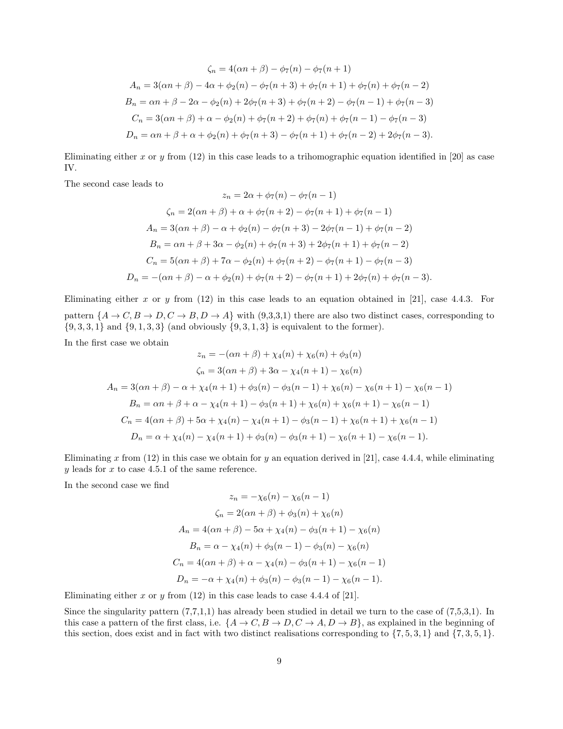$$\zeta_n = 4(\alpha n + \beta) - \phi_7(n) - \phi_7(n+1)$$
$$A_n = 3(\alpha n + \beta) - 4\alpha + \phi_2(n) - \phi_7(n+3) + \phi_7(n+1) + \phi_7(n) + \phi_7(n-2)$$
$$B_n = \alpha n + \beta - 2\alpha - \phi_2(n) + 2\phi_7(n+3) + \phi_7(n+2) - \phi_7(n-1) + \phi_7(n-3)$$
$$C_n = 3(\alpha n + \beta) + \alpha - \phi_2(n) + \phi_7(n+2) + \phi_7(n) + \phi_7(n-1) - \phi_7(n-3)$$
$$D_n = \alpha n + \beta + \alpha + \phi_2(n) + \phi_7(n+3) - \phi_7(n+1) + \phi_7(n-2) + 2\phi_7(n-3).$$

Eliminating either $x$ or $y$ from (12) in this case leads to a trihomographic equation identified in [20] as case IV.

The second case leads to

$$z_n = 2\alpha + \phi_7(n) - \phi_7(n-1)$$
$$\zeta_n = 2(\alpha n + \beta) + \alpha + \phi_7(n+2) - \phi_7(n+1) + \phi_7(n-1)$$
$$A_n = 3(\alpha n + \beta) - \alpha + \phi_2(n) - \phi_7(n+3) - 2\phi_7(n-1) + \phi_7(n-2)$$
$$B_n = \alpha n + \beta + 3\alpha - \phi_2(n) + \phi_7(n+3) + 2\phi_7(n+1) + \phi_7(n-2)$$
$$C_n = 5(\alpha n + \beta) + 7\alpha - \phi_2(n) + \phi_7(n+2) - \phi_7(n+1) - \phi_7(n-3)$$
$$D_n = -(\alpha n + \beta) - \alpha + \phi_2(n) + \phi_7(n+2) - \phi_7(n+1) + 2\phi_7(n) + \phi_7(n-3).$$

Eliminating either $x$ or $y$ from (12) in this case leads to an equation obtained in [21], case 4.4.3. For pattern $\{A \to C, B \to D, C \to B, D \to A\}$ with (9,3,3,1) there are also two distinct cases, corresponding to $\{9,3,3,1\}$ and $\{9,1,3,3\}$ (and obviously $\{9,3,1,3\}$ is equivalent to the former).

In the first case we obtain

$$z_n = -(\alpha n + \beta) + \chi_4(n) + \chi_6(n) + \phi_3(n)$$
$$\zeta_n = 3(\alpha n + \beta) + 3\alpha - \chi_4(n+1) - \chi_6(n)$$
$$A_n = 3(\alpha n + \beta) - \alpha + \chi_4(n+1) + \phi_3(n) - \phi_3(n-1) + \chi_6(n) - \chi_6(n+1) - \chi_6(n-1)$$
$$B_n = \alpha n + \beta + \alpha - \chi_4(n+1) - \phi_3(n+1) + \chi_6(n) + \chi_6(n+1) - \chi_6(n-1)$$
$$C_n = 4(\alpha n + \beta) + 5\alpha + \chi_4(n) - \chi_4(n+1) - \phi_3(n-1) + \chi_6(n+1) + \chi_6(n-1)$$
$$D_n = \alpha + \chi_4(n) - \chi_4(n+1) + \phi_3(n) - \phi_3(n+1) - \chi_6(n+1) - \chi_6(n-1).$$

Eliminating $x$ from (12) in this case we obtain for $y$ an equation derived in [21], case 4.4.4, while eliminating $y$ leads for $x$ to case 4.5.1 of the same reference.

In the second case we find

$$z_n = -\chi_6(n) - \chi_6(n-1)$$
$$\zeta_n = 2(\alpha n + \beta) + \phi_3(n) + \chi_6(n)$$
$$A_n = 4(\alpha n + \beta) - 5\alpha + \chi_4(n) - \phi_3(n+1) - \chi_6(n)$$
$$B_n = \alpha - \chi_4(n) + \phi_3(n-1) - \phi_3(n) - \chi_6(n)$$
$$C_n = 4(\alpha n + \beta) + \alpha - \chi_4(n) - \phi_3(n+1) - \chi_6(n-1)$$
$$D_n = -\alpha + \chi_4(n) + \phi_3(n) - \phi_3(n-1) - \chi_6(n-1).$$

Eliminating either $x$ or $y$ from (12) in this case leads to case 4.4.4 of [21].

Since the singularity pattern (7,7,1,1) has already been studied in detail we turn to the case of (7,5,3,1). In this case a pattern of the first class, i.e. $\{A \to C, B \to D, C \to A, D \to B\}$, as explained in the beginning of this section, does exist and in fact with two distinct realisations corresponding to $\{7,5,3,1\}$ and $\{7,3,5,1\}$.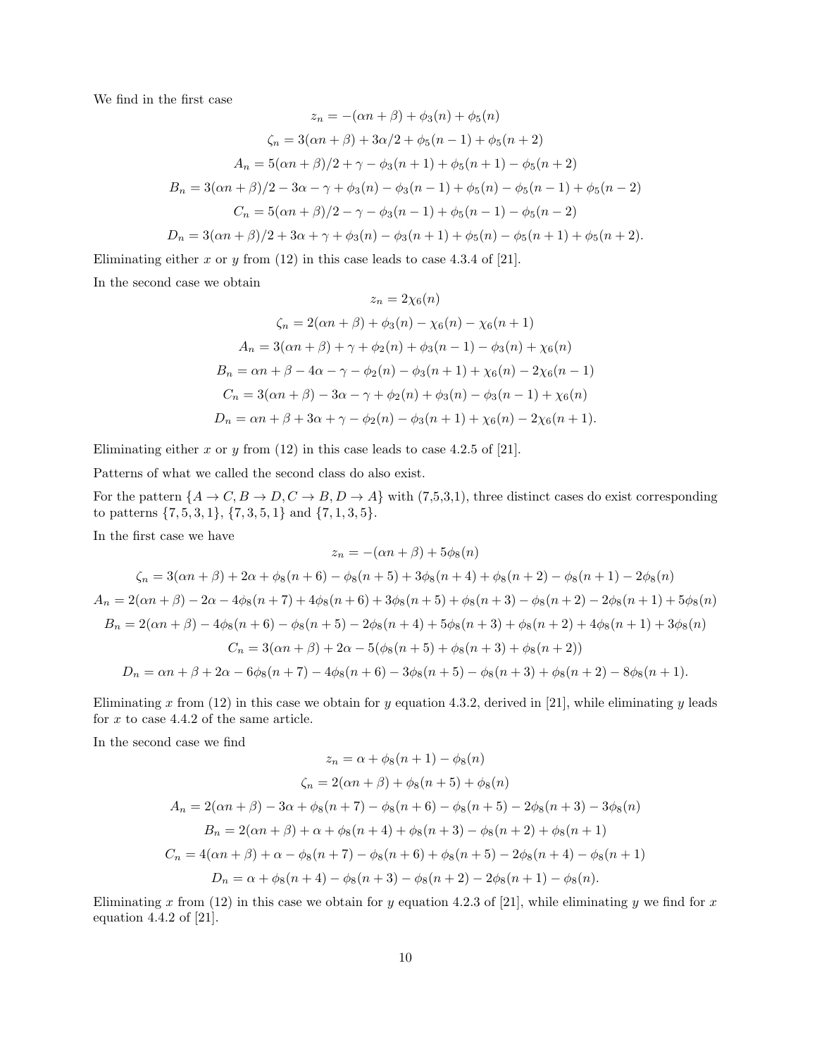We find in the first case

$$z_n = -(\alpha n + \beta) + \phi_3(n) + \phi_5(n)$$

$$\zeta_n = 3(\alpha n + \beta) + 3\alpha/2 + \phi_5(n-1) + \phi_5(n+2)$$

$$A_n = 5(\alpha n + \beta)/2 + \gamma - \phi_3(n+1) + \phi_5(n+1) - \phi_5(n+2)$$

$$B_n = 3(\alpha n + \beta)/2 - 3\alpha - \gamma + \phi_3(n) - \phi_3(n-1) + \phi_5(n) - \phi_5(n-1) + \phi_5(n-2)$$

$$C_n = 5(\alpha n + \beta)/2 - \gamma - \phi_3(n-1) + \phi_5(n-1) - \phi_5(n-2)$$

$$D_n = 3(\alpha n + \beta)/2 + 3\alpha + \gamma + \phi_3(n) - \phi_3(n+1) + \phi_5(n) - \phi_5(n+1) + \phi_5(n+2).$$

Eliminating either $x$ or $y$ from (12) in this case leads to case 4.3.4 of [21].

In the second case we obtain

$$z_n = 2\chi_6(n)$$

$$\zeta_n = 2(\alpha n + \beta) + \phi_3(n) - \chi_6(n) - \chi_6(n+1)$$

$$A_n = 3(\alpha n + \beta) + \gamma + \phi_2(n) + \phi_3(n-1) - \phi_3(n) + \chi_6(n)$$

$$B_n = \alpha n + \beta - 4\alpha - \gamma - \phi_2(n) - \phi_3(n+1) + \chi_6(n) - 2\chi_6(n-1)$$

$$C_n = 3(\alpha n + \beta) - 3\alpha - \gamma + \phi_2(n) + \phi_3(n) - \phi_3(n-1) + \chi_6(n)$$

$$D_n = \alpha n + \beta + 3\alpha + \gamma - \phi_2(n) - \phi_3(n+1) + \chi_6(n) - 2\chi_6(n+1).$$

Eliminating either $x$ or $y$ from (12) in this case leads to case 4.2.5 of [21].

Patterns of what we called the second class do also exist.

For the pattern $\{A \to C, B \to D, C \to B, D \to A\}$ with (7,5,3,1), three distinct cases do exist corresponding to patterns $\{7, 5, 3, 1\}$, $\{7, 3, 5, 1\}$ and $\{7, 1, 3, 5\}$.

In the first case we have

$$z_n = -(\alpha n + \beta) + 5\phi_8(n)$$

$$\zeta_n = 3(\alpha n + \beta) + 2\alpha + \phi_8(n+6) - \phi_8(n+5) + 3\phi_8(n+4) + \phi_8(n+2) - \phi_8(n+1) - 2\phi_8(n)$$

$$A_n = 2(\alpha n + \beta) - 2\alpha - 4\phi_8(n+7) + 4\phi_8(n+6) + 3\phi_8(n+5) + \phi_8(n+3) - \phi_8(n+2) - 2\phi_8(n+1) + 5\phi_8(n)$$

$$B_n = 2(\alpha n + \beta) - 4\phi_8(n+6) - \phi_8(n+5) - 2\phi_8(n+4) + 5\phi_8(n+3) + \phi_8(n+2) + 4\phi_8(n+1) + 3\phi_8(n)$$

$$C_n = 3(\alpha n + \beta) + 2\alpha - 5(\phi_8(n+5) + \phi_8(n+3) + \phi_8(n+2))$$

$$D_n = \alpha n + \beta + 2\alpha - 6\phi_8(n+7) - 4\phi_8(n+6) - 3\phi_8(n+5) - \phi_8(n+3) + \phi_8(n+2) - 8\phi_8(n+1).$$

Eliminating $x$ from (12) in this case we obtain for $y$ equation 4.3.2, derived in [21], while eliminating $y$ leads for $x$ to case 4.4.2 of the same article.

In the second case we find

$$z_n = \alpha + \phi_8(n+1) - \phi_8(n)$$

$$\zeta_n = 2(\alpha n + \beta) + \phi_8(n+5) + \phi_8(n)$$

$$A_n = 2(\alpha n + \beta) - 3\alpha + \phi_8(n+7) - \phi_8(n+6) - \phi_8(n+5) - 2\phi_8(n+3) - 3\phi_8(n)$$

$$B_n = 2(\alpha n + \beta) + \alpha + \phi_8(n+4) + \phi_8(n+3) - \phi_8(n+2) + \phi_8(n+1)$$

$$C_n = 4(\alpha n + \beta) + \alpha - \phi_8(n+7) - \phi_8(n+6) + \phi_8(n+5) - 2\phi_8(n+4) - \phi_8(n+1)$$

$$D_n = \alpha + \phi_8(n+4) - \phi_8(n+3) - \phi_8(n+2) - 2\phi_8(n+1) - \phi_8(n).$$

Eliminating $x$ from (12) in this case we obtain for $y$ equation 4.2.3 of [21], while eliminating $y$ we find for $x$ equation 4.4.2 of [21].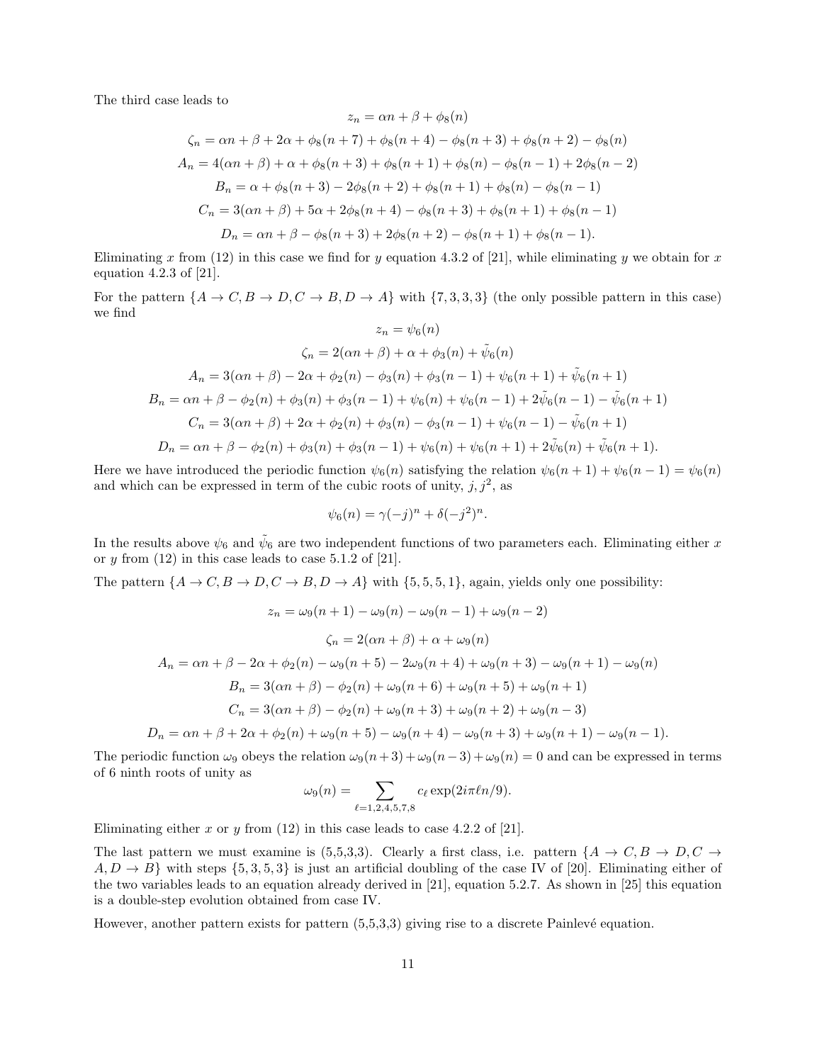The third case leads to

$$z_n = \alpha n + \beta + \phi_8(n)$$

$$\zeta_n = \alpha n + \beta + 2\alpha + \phi_8(n+7) + \phi_8(n+4) - \phi_8(n+3) + \phi_8(n+2) - \phi_8(n)$$

$$A_n = 4(\alpha n + \beta) + \alpha + \phi_8(n+3) + \phi_8(n+1) + \phi_8(n) - \phi_8(n-1) + 2\phi_8(n-2)$$

$$B_n = \alpha + \phi_8(n+3) - 2\phi_8(n+2) + \phi_8(n+1) + \phi_8(n) - \phi_8(n-1)$$

$$C_n = 3(\alpha n + \beta) + 5\alpha + 2\phi_8(n+4) - \phi_8(n+3) + \phi_8(n+1) + \phi_8(n-1)$$

$$D_n = \alpha n + \beta - \phi_8(n+3) + 2\phi_8(n+2) - \phi_8(n+1) + \phi_8(n-1).$$

Eliminating $x$ from (12) in this case we find for $y$ equation 4.3.2 of [21], while eliminating $y$ we obtain for $x$ equation 4.2.3 of [21].

For the pattern $\{A \to C, B \to D, C \to B, D \to A\}$ with $\{7,3,3,3\}$ (the only possible pattern in this case) we find

$$z_n = \psi_6(n)$$

$$\zeta_n = 2(\alpha n + \beta) + \alpha + \phi_3(n) + \tilde{\psi}_6(n)$$

$$A_n = 3(\alpha n + \beta) - 2\alpha + \phi_2(n) - \phi_3(n) + \phi_3(n-1) + \psi_6(n+1) + \tilde{\psi}_6(n+1)$$

$$B_n = \alpha n + \beta - \phi_2(n) + \phi_3(n) + \phi_3(n-1) + \psi_6(n) + \psi_6(n-1) + 2\tilde{\psi}_6(n-1) - \tilde{\psi}_6(n+1)$$

$$C_n = 3(\alpha n + \beta) + 2\alpha + \phi_2(n) + \phi_3(n) - \phi_3(n-1) + \psi_6(n-1) - \tilde{\psi}_6(n+1)$$

$$D_n = \alpha n + \beta - \phi_2(n) + \phi_3(n) + \phi_3(n-1) + \psi_6(n) + \psi_6(n+1) + 2\tilde{\psi}_6(n) + \tilde{\psi}_6(n+1).$$

Here we have introduced the periodic function $\psi_6(n)$ satisfying the relation $\psi_6(n+1) + \psi_6(n-1) = \psi_6(n)$ and which can be expressed in term of the cubic roots of unity, $j, j^2$, as

$$\psi_6(n) = \gamma(-j)^n + \delta(-j^2)^n.$$

In the results above $\psi_6$ and $\tilde{\psi}_6$ are two independent functions of two parameters each. Eliminating either $x$ or $y$ from (12) in this case leads to case 5.1.2 of [21].

The pattern $\{A \to C, B \to D, C \to B, D \to A\}$ with $\{5,5,5,1\}$, again, yields only one possibility:

$$z_n = \omega_9(n+1) - \omega_9(n) - \omega_9(n-1) + \omega_9(n-2)$$

$$\zeta_n = 2(\alpha n + \beta) + \alpha + \omega_9(n)$$

$$A_n = \alpha n + \beta - 2\alpha + \phi_2(n) - \omega_9(n+5) - 2\omega_9(n+4) + \omega_9(n+3) - \omega_9(n+1) - \omega_9(n)$$

$$B_n = 3(\alpha n + \beta) - \phi_2(n) + \omega_9(n+6) + \omega_9(n+5) + \omega_9(n+1)$$

$$C_n = 3(\alpha n + \beta) - \phi_2(n) + \omega_9(n+3) + \omega_9(n+2) + \omega_9(n-3)$$

$$D_n = \alpha n + \beta + 2\alpha + \phi_2(n) + \omega_9(n+5) - \omega_9(n+4) - \omega_9(n+3) + \omega_9(n+1) - \omega_9(n-1).$$

The periodic function $\omega_9$ obeys the relation $\omega_9(n+3) + \omega_9(n-3) + \omega_9(n) = 0$ and can be expressed in terms of 6 ninth roots of unity as

$$\omega_9(n) = \sum_{\ell=1,2,4,5,7,8} c_\ell \exp(2i\pi\ell n/9).$$

Eliminating either $x$ or $y$ from (12) in this case leads to case 4.2.2 of [21].

The last pattern we must examine is (5,5,3,3). Clearly a first class, i.e. pattern $\{A \to C, B \to D, C \to A, D \to B\}$ with steps $\{5,3,5,3\}$ is just an artificial doubling of the case IV of [20]. Eliminating either of the two variables leads to an equation already derived in [21], equation 5.2.7. As shown in [25] this equation is a double-step evolution obtained from case IV.

However, another pattern exists for pattern (5,5,3,3) giving rise to a discrete Painlevé equation.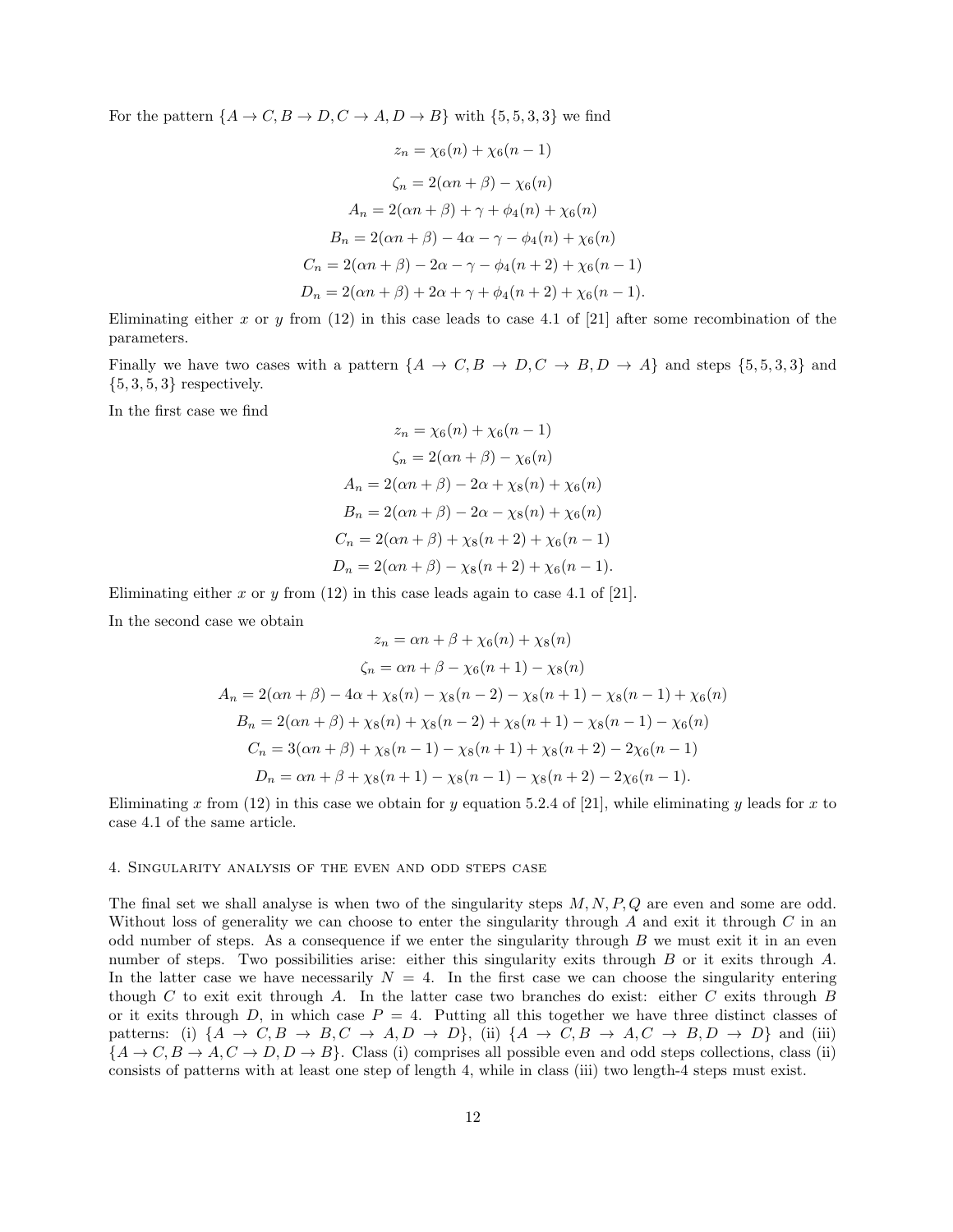For the pattern $\{A \to C, B \to D, C \to A, D \to B\}$ with $\{5, 5, 3, 3\}$ we find

$$z_n = \chi_6(n) + \chi_6(n-1)$$

$$\zeta_n = 2(\alpha n + \beta) - \chi_6(n)$$

$$A_n = 2(\alpha n + \beta) + \gamma + \phi_4(n) + \chi_6(n)$$

$$B_n = 2(\alpha n + \beta) - 4\alpha - \gamma - \phi_4(n) + \chi_6(n)$$

$$C_n = 2(\alpha n + \beta) - 2\alpha - \gamma - \phi_4(n+2) + \chi_6(n-1)$$

$$D_n = 2(\alpha n + \beta) + 2\alpha + \gamma + \phi_4(n+2) + \chi_6(n-1).$$

Eliminating either $x$ or $y$ from (12) in this case leads to case 4.1 of [21] after some recombination of the parameters.

Finally we have two cases with a pattern $\{A \to C, B \to D, C \to B, D \to A\}$ and steps $\{5, 5, 3, 3\}$ and $\{5, 3, 5, 3\}$ respectively.

In the first case we find

$$z_n = \chi_6(n) + \chi_6(n-1)$$

$$\zeta_n = 2(\alpha n + \beta) - \chi_6(n)$$

$$A_n = 2(\alpha n + \beta) - 2\alpha + \chi_8(n) + \chi_6(n)$$

$$B_n = 2(\alpha n + \beta) - 2\alpha - \chi_8(n) + \chi_6(n)$$

$$C_n = 2(\alpha n + \beta) + \chi_8(n+2) + \chi_6(n-1)$$

$$D_n = 2(\alpha n + \beta) - \chi_8(n+2) + \chi_6(n-1).$$

Eliminating either $x$ or $y$ from (12) in this case leads again to case 4.1 of [21].

In the second case we obtain

$$z_n = \alpha n + \beta + \chi_6(n) + \chi_8(n)$$

$$\zeta_n = \alpha n + \beta - \chi_6(n+1) - \chi_8(n)$$

$$A_n = 2(\alpha n + \beta) - 4\alpha + \chi_8(n) - \chi_8(n-2) - \chi_8(n+1) - \chi_8(n-1) + \chi_6(n)$$

$$B_n = 2(\alpha n + \beta) + \chi_8(n) + \chi_8(n-2) + \chi_8(n+1) - \chi_8(n-1) - \chi_6(n)$$

$$C_n = 3(\alpha n + \beta) + \chi_8(n-1) - \chi_8(n+1) + \chi_8(n+2) - 2\chi_6(n-1)$$

$$D_n = \alpha n + \beta + \chi_8(n+1) - \chi_8(n-1) - \chi_8(n+2) - 2\chi_6(n-1).$$

Eliminating $x$ from (12) in this case we obtain for $y$ equation 5.2.4 of [21], while eliminating $y$ leads for $x$ to case 4.1 of the same article.

## 4. Singularity analysis of the even and odd steps case

The final set we shall analyse is when two of the singularity steps $M, N, P, Q$ are even and some are odd. Without loss of generality we can choose to enter the singularity through $A$ and exit it through $C$ in an odd number of steps. As a consequence if we enter the singularity through $B$ we must exit it in an even number of steps. Two possibilities arise: either this singularity exits through $B$ or it exits through $A$. In the latter case we have necessarily $N = 4$. In the first case we can choose the singularity entering though $C$ to exit exit through $A$. In the latter case two branches do exist: either $C$ exits through $B$ or it exits through $D$, in which case $P = 4$. Putting all this together we have three distinct classes of patterns: (i) $\{A \to C, B \to B, C \to A, D \to D\}$, (ii) $\{A \to C, B \to A, C \to B, D \to D\}$ and (iii) $\{A \to C, B \to A, C \to D, D \to B\}$. Class (i) comprises all possible even and odd steps collections, class (ii) consists of patterns with at least one step of length 4, while in class (iii) two length-4 steps must exist.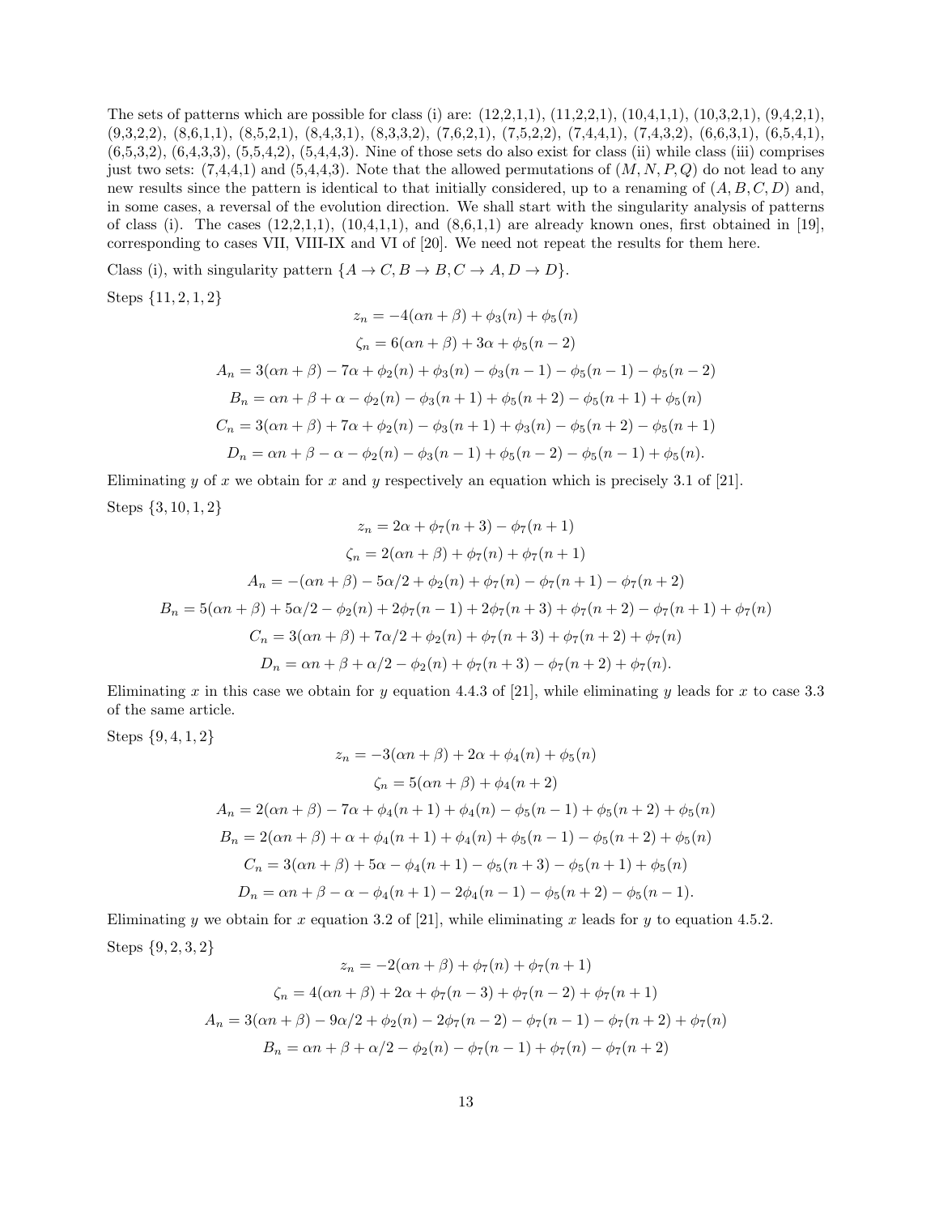The sets of patterns which are possible for class (i) are: (12,2,1,1), (11,2,2,1), (10,4,1,1), (10,3,2,1), (9,4,2,1), (9,3,2,2), (8,6,1,1), (8,5,2,1), (8,4,3,1), (8,3,3,2), (7,6,2,1), (7,5,2,2), (7,4,4,1), (7,4,3,2), (6,6,3,1), (6,5,4,1), (6,5,3,2), (6,4,3,3), (5,5,4,2), (5,4,4,3). Nine of those sets do also exist for class (ii) while class (iii) comprises just two sets: (7,4,4,1) and (5,4,4,3). Note that the allowed permutations of $(M, N, P, Q)$ do not lead to any new results since the pattern is identical to that initially considered, up to a renaming of $(A, B, C, D)$ and, in some cases, a reversal of the evolution direction. We shall start with the singularity analysis of patterns of class (i). The cases (12,2,1,1), (10,4,1,1), and (8,6,1,1) are already known ones, first obtained in [19], corresponding to cases VII, VIII-IX and VI of [20]. We need not repeat the results for them here.

Class (i), with singularity pattern $\{A \to C, B \to B, C \to A, D \to D\}$.

Steps $\{11, 2, 1, 2\}$

$$z_n = -4(\alpha n + \beta) + \phi_3(n) + \phi_5(n)$$

$$\zeta_n = 6(\alpha n + \beta) + 3\alpha + \phi_5(n-2)$$

$$A_n = 3(\alpha n + \beta) - 7\alpha + \phi_2(n) + \phi_3(n) - \phi_3(n-1) - \phi_5(n-1) - \phi_5(n-2)$$

$$B_n = \alpha n + \beta + \alpha - \phi_2(n) - \phi_3(n+1) + \phi_5(n+2) - \phi_5(n+1) + \phi_5(n)$$

$$C_n = 3(\alpha n + \beta) + 7\alpha + \phi_2(n) - \phi_3(n+1) + \phi_3(n) - \phi_5(n+2) - \phi_5(n+1)$$

$$D_n = \alpha n + \beta - \alpha - \phi_2(n) - \phi_3(n-1) + \phi_5(n-2) - \phi_5(n-1) + \phi_5(n).$$

Eliminating $y$ of $x$ we obtain for $x$ and $y$ respectively an equation which is precisely 3.1 of [21].

Steps $\{3, 10, 1, 2\}$

$$z_n = 2\alpha + \phi_7(n+3) - \phi_7(n+1)$$

$$\zeta_n = 2(\alpha n + \beta) + \phi_7(n) + \phi_7(n+1)$$

$$A_n = -(\alpha n + \beta) - 5\alpha/2 + \phi_2(n) + \phi_7(n) - \phi_7(n+1) - \phi_7(n+2)$$

$$B_n = 5(\alpha n + \beta) + 5\alpha/2 - \phi_2(n) + 2\phi_7(n-1) + 2\phi_7(n+3) + \phi_7(n+2) - \phi_7(n+1) + \phi_7(n)$$

$$C_n = 3(\alpha n + \beta) + 7\alpha/2 + \phi_2(n) + \phi_7(n+3) + \phi_7(n+2) + \phi_7(n)$$

$$D_n = \alpha n + \beta + \alpha/2 - \phi_2(n) + \phi_7(n+3) - \phi_7(n+2) + \phi_7(n).$$

Eliminating $x$ in this case we obtain for $y$ equation 4.4.3 of [21], while eliminating $y$ leads for $x$ to case 3.3 of the same article.

Steps $\{9, 4, 1, 2\}$

$$z_n = -3(\alpha n + \beta) + 2\alpha + \phi_4(n) + \phi_5(n)$$

$$\zeta_n = 5(\alpha n + \beta) + \phi_4(n+2)$$

$$A_n = 2(\alpha n + \beta) - 7\alpha + \phi_4(n+1) + \phi_4(n) - \phi_5(n-1) + \phi_5(n+2) + \phi_5(n)$$

$$B_n = 2(\alpha n + \beta) + \alpha + \phi_4(n+1) + \phi_4(n) + \phi_5(n-1) - \phi_5(n+2) + \phi_5(n)$$

$$C_n = 3(\alpha n + \beta) + 5\alpha - \phi_4(n+1) - \phi_5(n+3) - \phi_5(n+1) + \phi_5(n)$$

$$D_n = \alpha n + \beta - \alpha - \phi_4(n+1) - 2\phi_4(n-1) - \phi_5(n+2) - \phi_5(n-1).$$

Eliminating $y$ we obtain for $x$ equation 3.2 of [21], while eliminating $x$ leads for $y$ to equation 4.5.2.

Steps $\{9, 2, 3, 2\}$

$$z_n = -2(\alpha n + \beta) + \phi_7(n) + \phi_7(n+1)$$

$$\zeta_n = 4(\alpha n + \beta) + 2\alpha + \phi_7(n-3) + \phi_7(n-2) + \phi_7(n+1)$$

$$A_n = 3(\alpha n + \beta) - 9\alpha/2 + \phi_2(n) - 2\phi_7(n-2) - \phi_7(n-1) - \phi_7(n+2) + \phi_7(n)$$

$$B_n = \alpha n + \beta + \alpha/2 - \phi_2(n) - \phi_7(n-1) + \phi_7(n) - \phi_7(n+2)$$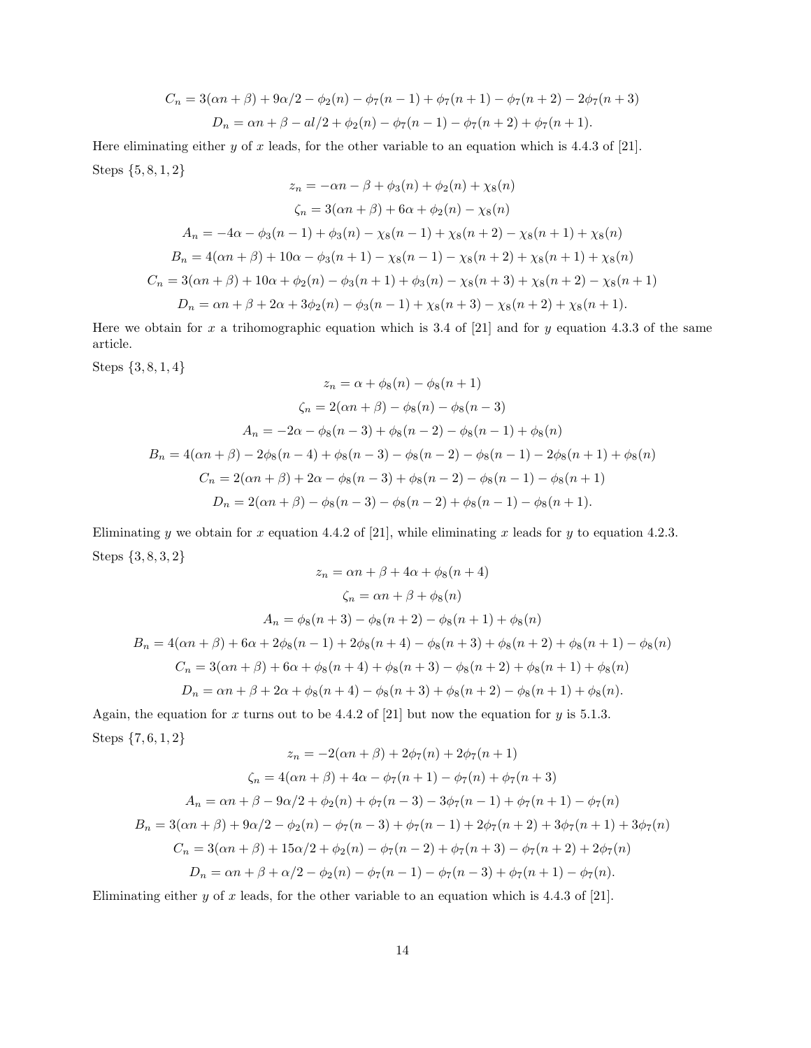$$C_n = 3(\alpha n + \beta) + 9\alpha/2 - \phi_2(n) - \phi_7(n-1) + \phi_7(n+1) - \phi_7(n+2) - 2\phi_7(n+3)$$

$$D_n = \alpha n + \beta - al/2 + \phi_2(n) - \phi_7(n-1) - \phi_7(n+2) + \phi_7(n+1).$$

Here eliminating either $y$ of $x$ leads, for the other variable to an equation which is 4.4.3 of [21].

Steps $\{5, 8, 1, 2\}$

$$z_n = -\alpha n - \beta + \phi_3(n) + \phi_2(n) + \chi_8(n)$$

$$\zeta_n = 3(\alpha n + \beta) + 6\alpha + \phi_2(n) - \chi_8(n)$$

$$A_n = -4\alpha - \phi_3(n-1) + \phi_3(n) - \chi_8(n-1) + \chi_8(n+2) - \chi_8(n+1) + \chi_8(n)$$

$$B_n = 4(\alpha n + \beta) + 10\alpha - \phi_3(n+1) - \chi_8(n-1) - \chi_8(n+2) + \chi_8(n+1) + \chi_8(n)$$

$$C_n = 3(\alpha n + \beta) + 10\alpha + \phi_2(n) - \phi_3(n+1) + \phi_3(n) - \chi_8(n+3) + \chi_8(n+2) - \chi_8(n+1)$$

$$D_n = \alpha n + \beta + 2\alpha + 3\phi_2(n) - \phi_3(n-1) + \chi_8(n+3) - \chi_8(n+2) + \chi_8(n+1).$$

Here we obtain for $x$ a trihomographic equation which is 3.4 of [21] and for $y$ equation 4.3.3 of the same article.

Steps $\{3, 8, 1, 4\}$

$$z_n = \alpha + \phi_8(n) - \phi_8(n+1)$$

$$\zeta_n = 2(\alpha n + \beta) - \phi_8(n) - \phi_8(n-3)$$

$$A_n = -2\alpha - \phi_8(n-3) + \phi_8(n-2) - \phi_8(n-1) + \phi_8(n)$$

$$B_n = 4(\alpha n + \beta) - 2\phi_8(n-4) + \phi_8(n-3) - \phi_8(n-2) - \phi_8(n-1) - 2\phi_8(n+1) + \phi_8(n)$$

$$C_n = 2(\alpha n + \beta) + 2\alpha - \phi_8(n-3) + \phi_8(n-2) - \phi_8(n-1) - \phi_8(n+1)$$

$$D_n = 2(\alpha n + \beta) - \phi_8(n-3) - \phi_8(n-2) + \phi_8(n-1) - \phi_8(n+1).$$

Eliminating $y$ we obtain for $x$ equation 4.4.2 of [21], while eliminating $x$ leads for $y$ to equation 4.2.3.

Steps $\{3, 8, 3, 2\}$

$$z_n = \alpha n + \beta + 4\alpha + \phi_8(n+4)$$

$$\zeta_n = \alpha n + \beta + \phi_8(n)$$

$$A_n = \phi_8(n+3) - \phi_8(n+2) - \phi_8(n+1) + \phi_8(n)$$

$$B_n = 4(\alpha n + \beta) + 6\alpha + 2\phi_8(n-1) + 2\phi_8(n+4) - \phi_8(n+3) + \phi_8(n+2) + \phi_8(n+1) - \phi_8(n)$$

$$C_n = 3(\alpha n + \beta) + 6\alpha + \phi_8(n+4) + \phi_8(n+3) - \phi_8(n+2) + \phi_8(n+1) + \phi_8(n)$$

$$D_n = \alpha n + \beta + 2\alpha + \phi_8(n+4) - \phi_8(n+3) + \phi_8(n+2) - \phi_8(n+1) + \phi_8(n).$$

Again, the equation for $x$ turns out to be 4.4.2 of [21] but now the equation for $y$ is 5.1.3.

Steps $\{7, 6, 1, 2\}$

$$z_n = -2(\alpha n + \beta) + 2\phi_7(n) + 2\phi_7(n+1)$$

$$\zeta_n = 4(\alpha n + \beta) + 4\alpha - \phi_7(n+1) - \phi_7(n) + \phi_7(n+3)$$

$$A_n = \alpha n + \beta - 9\alpha/2 + \phi_2(n) + \phi_7(n-3) - 3\phi_7(n-1) + \phi_7(n+1) - \phi_7(n)$$

$$B_n = 3(\alpha n + \beta) + 9\alpha/2 - \phi_2(n) - \phi_7(n-3) + \phi_7(n-1) + 2\phi_7(n+2) + 3\phi_7(n+1) + 3\phi_7(n)$$

$$C_n = 3(\alpha n + \beta) + 15\alpha/2 + \phi_2(n) - \phi_7(n-2) + \phi_7(n+3) - \phi_7(n+2) + 2\phi_7(n)$$

$$D_n = \alpha n + \beta + \alpha/2 - \phi_2(n) - \phi_7(n-1) - \phi_7(n-3) + \phi_7(n+1) - \phi_7(n).$$

Eliminating either $y$ of $x$ leads, for the other variable to an equation which is 4.4.3 of [21].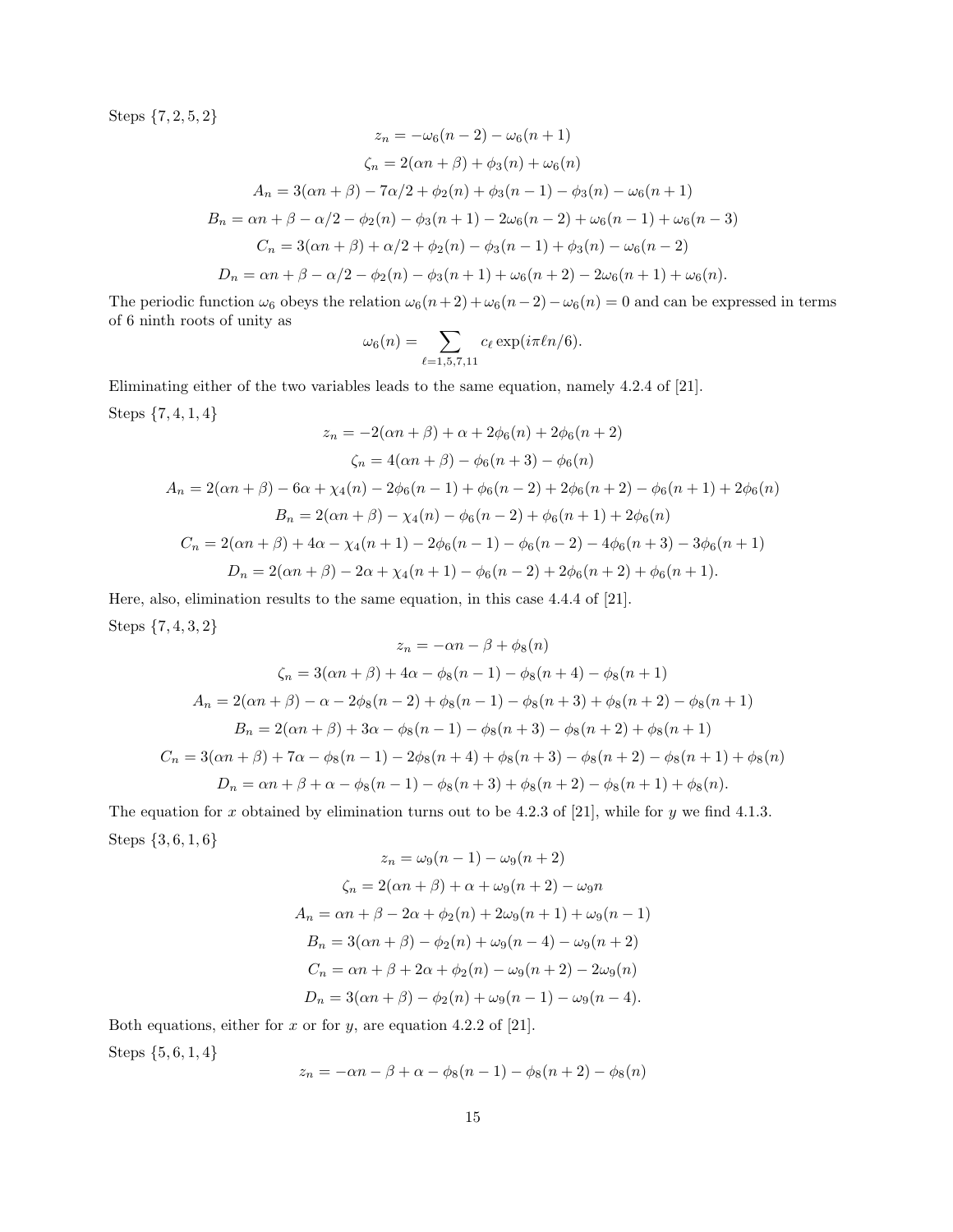Steps $\{7, 2, 5, 2\}$

$$z_n = -\omega_6(n-2) - \omega_6(n+1)$$

$$\zeta_n = 2(\alpha n + \beta) + \phi_3(n) + \omega_6(n)$$

$$A_n = 3(\alpha n + \beta) - 7\alpha/2 + \phi_2(n) + \phi_3(n-1) - \phi_3(n) - \omega_6(n+1)$$

$$B_n = \alpha n + \beta - \alpha/2 - \phi_2(n) - \phi_3(n+1) - 2\omega_6(n-2) + \omega_6(n-1) + \omega_6(n-3)$$

$$C_n = 3(\alpha n + \beta) + \alpha/2 + \phi_2(n) - \phi_3(n-1) + \phi_3(n) - \omega_6(n-2)$$

$$D_n = \alpha n + \beta - \alpha/2 - \phi_2(n) - \phi_3(n+1) + \omega_6(n+2) - 2\omega_6(n+1) + \omega_6(n).$$

The periodic function $\omega_6$ obeys the relation $\omega_6(n+2) + \omega_6(n-2) - \omega_6(n) = 0$ and can be expressed in terms of 6 ninth roots of unity as

$$\omega_6(n) = \sum_{\ell=1,5,7,11} c_\ell \exp(i\pi\ell n/6).$$

Eliminating either of the two variables leads to the same equation, namely 4.2.4 of [21].

Steps $\{7, 4, 1, 4\}$

$$z_n = -2(\alpha n + \beta) + \alpha + 2\phi_6(n) + 2\phi_6(n+2)$$

$$\zeta_n = 4(\alpha n + \beta) - \phi_6(n+3) - \phi_6(n)$$

$$A_n = 2(\alpha n + \beta) - 6\alpha + \chi_4(n) - 2\phi_6(n-1) + \phi_6(n-2) + 2\phi_6(n+2) - \phi_6(n+1) + 2\phi_6(n)$$

$$B_n = 2(\alpha n + \beta) - \chi_4(n) - \phi_6(n-2) + \phi_6(n+1) + 2\phi_6(n)$$

$$C_n = 2(\alpha n + \beta) + 4\alpha - \chi_4(n+1) - 2\phi_6(n-1) - \phi_6(n-2) - 4\phi_6(n+3) - 3\phi_6(n+1)$$

$$D_n = 2(\alpha n + \beta) - 2\alpha + \chi_4(n+1) - \phi_6(n-2) + 2\phi_6(n+2) + \phi_6(n+1).$$

Here, also, elimination results to the same equation, in this case 4.4.4 of [21].

Steps $\{7, 4, 3, 2\}$

$$z_n = -\alpha n - \beta + \phi_8(n)$$

$$\zeta_n = 3(\alpha n + \beta) + 4\alpha - \phi_8(n-1) - \phi_8(n+4) - \phi_8(n+1)$$

$$A_n = 2(\alpha n + \beta) - \alpha - 2\phi_8(n-2) + \phi_8(n-1) - \phi_8(n+3) + \phi_8(n+2) - \phi_8(n+1)$$

$$B_n = 2(\alpha n + \beta) + 3\alpha - \phi_8(n-1) - \phi_8(n+3) - \phi_8(n+2) + \phi_8(n+1)$$

$$C_n = 3(\alpha n + \beta) + 7\alpha - \phi_8(n-1) - 2\phi_8(n+4) + \phi_8(n+3) - \phi_8(n+2) - \phi_8(n+1) + \phi_8(n)$$

$$D_n = \alpha n + \beta + \alpha - \phi_8(n-1) - \phi_8(n+3) + \phi_8(n+2) - \phi_8(n+1) + \phi_8(n).$$

The equation for $x$ obtained by elimination turns out to be 4.2.3 of [21], while for $y$ we find 4.1.3.

Steps $\{3, 6, 1, 6\}$

$$z_n = \omega_9(n-1) - \omega_9(n+2)$$

$$\zeta_n = 2(\alpha n + \beta) + \alpha + \omega_9(n+2) - \omega_9 n$$

$$A_n = \alpha n + \beta - 2\alpha + \phi_2(n) + 2\omega_9(n+1) + \omega_9(n-1)$$

$$B_n = 3(\alpha n + \beta) - \phi_2(n) + \omega_9(n-4) - \omega_9(n+2)$$

$$C_n = \alpha n + \beta + 2\alpha + \phi_2(n) - \omega_9(n+2) - 2\omega_9(n)$$

$$D_n = 3(\alpha n + \beta) - \phi_2(n) + \omega_9(n-1) - \omega_9(n-4).$$

Both equations, either for $x$ or for $y$, are equation 4.2.2 of [21].

Steps $\{5, 6, 1, 4\}$

$$z_n = -\alpha n - \beta + \alpha - \phi_8(n-1) - \phi_8(n+2) - \phi_8(n)$$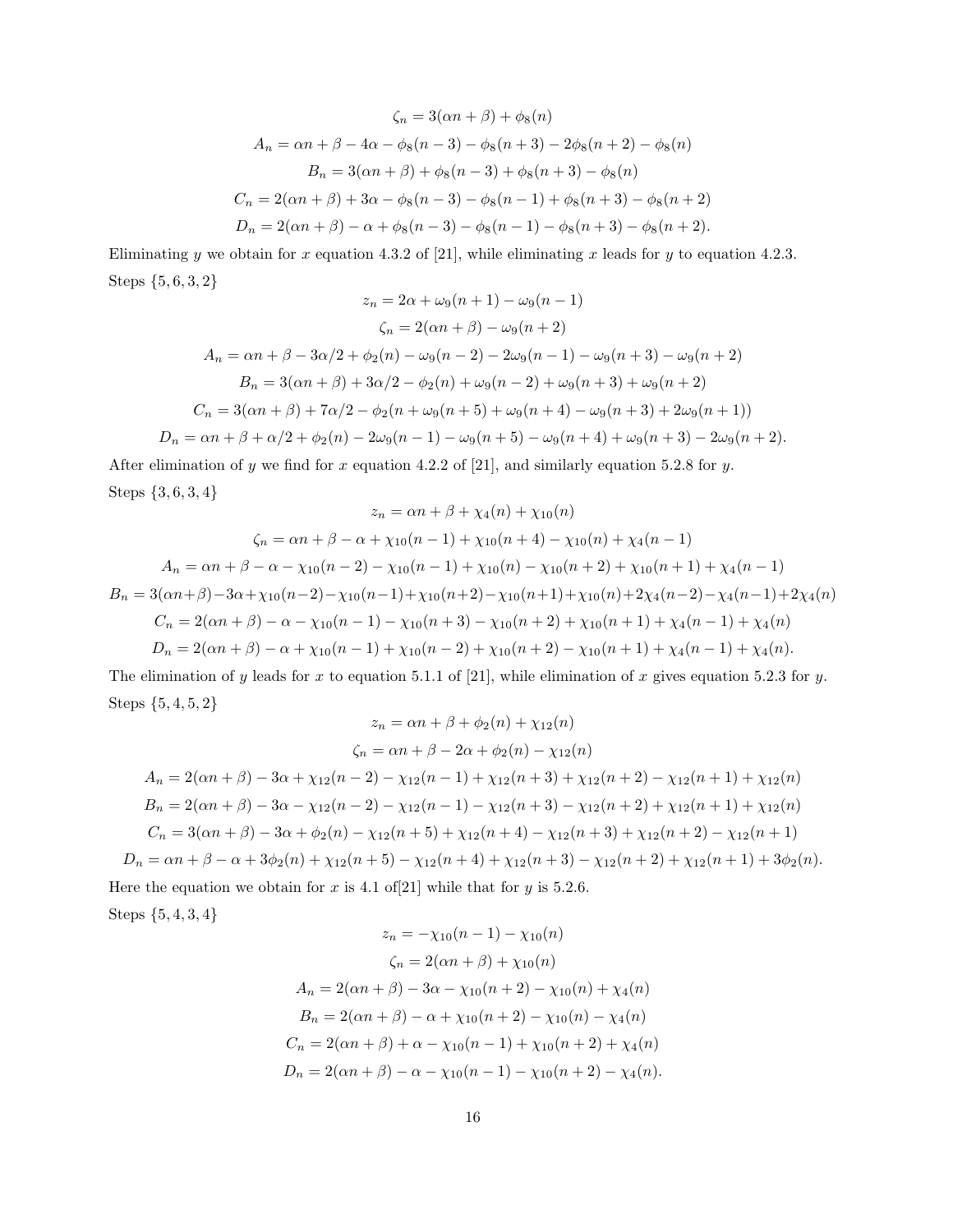$$\zeta_n = 3(\alpha n + \beta) + \phi_8(n)$$

$$A_n = \alpha n + \beta - 4\alpha - \phi_8(n-3) - \phi_8(n+3) - 2\phi_8(n+2) - \phi_8(n)$$

$$B_n = 3(\alpha n + \beta) + \phi_8(n-3) + \phi_8(n+3) - \phi_8(n)$$

$$C_n = 2(\alpha n + \beta) + 3\alpha - \phi_8(n-3) - \phi_8(n-1) + \phi_8(n+3) - \phi_8(n+2)$$

$$D_n = 2(\alpha n + \beta) - \alpha + \phi_8(n-3) - \phi_8(n-1) - \phi_8(n+3) - \phi_8(n+2).$$

Eliminating $y$ we obtain for $x$ equation 4.3.2 of [21], while eliminating $x$ leads for $y$ to equation 4.2.3.

Steps $\{5, 6, 3, 2\}$

$$z_n = 2\alpha + \omega_9(n+1) - \omega_9(n-1)$$

$$\zeta_n = 2(\alpha n + \beta) - \omega_9(n+2)$$

$$A_n = \alpha n + \beta - 3\alpha/2 + \phi_2(n) - \omega_9(n-2) - 2\omega_9(n-1) - \omega_9(n+3) - \omega_9(n+2)$$

$$B_n = 3(\alpha n + \beta) + 3\alpha/2 - \phi_2(n) + \omega_9(n-2) + \omega_9(n+3) + \omega_9(n+2)$$

$$C_n = 3(\alpha n + \beta) + 7\alpha/2 - \phi_2(n + \omega_9(n+5) + \omega_9(n+4) - \omega_9(n+3) + 2\omega_9(n+1))$$

$$D_n = \alpha n + \beta + \alpha/2 + \phi_2(n) - 2\omega_9(n-1) - \omega_9(n+5) - \omega_9(n+4) + \omega_9(n+3) - 2\omega_9(n+2).$$

After elimination of $y$ we find for $x$ equation 4.2.2 of [21], and similarly equation 5.2.8 for $y$.

Steps $\{3, 6, 3, 4\}$

$$z_n = \alpha n + \beta + \chi_4(n) + \chi_{10}(n)$$

$$\zeta_n = \alpha n + \beta - \alpha + \chi_{10}(n-1) + \chi_{10}(n+4) - \chi_{10}(n) + \chi_4(n-1)$$

$$A_n = \alpha n + \beta - \alpha - \chi_{10}(n-2) - \chi_{10}(n-1) + \chi_{10}(n) - \chi_{10}(n+2) + \chi_{10}(n+1) + \chi_4(n-1)$$

$$B_n = 3(\alpha n+\beta) - 3\alpha + \chi_{10}(n-2) - \chi_{10}(n-1) + \chi_{10}(n+2) - \chi_{10}(n+1) + \chi_{10}(n) + 2\chi_4(n-2) - \chi_4(n-1) + 2\chi_4(n)$$

$$C_n = 2(\alpha n + \beta) - \alpha - \chi_{10}(n-1) - \chi_{10}(n+3) - \chi_{10}(n+2) + \chi_{10}(n+1) + \chi_4(n-1) + \chi_4(n)$$

$$D_n = 2(\alpha n + \beta) - \alpha + \chi_{10}(n-1) + \chi_{10}(n-2) + \chi_{10}(n+2) - \chi_{10}(n+1) + \chi_4(n-1) + \chi_4(n).$$

The elimination of $y$ leads for $x$ to equation 5.1.1 of [21], while elimination of $x$ gives equation 5.2.3 for $y$.

Steps $\{5, 4, 5, 2\}$

$$z_n = \alpha n + \beta + \phi_2(n) + \chi_{12}(n)$$

$$\zeta_n = \alpha n + \beta - 2\alpha + \phi_2(n) - \chi_{12}(n)$$

$$A_n = 2(\alpha n + \beta) - 3\alpha + \chi_{12}(n-2) - \chi_{12}(n-1) + \chi_{12}(n+3) + \chi_{12}(n+2) - \chi_{12}(n+1) + \chi_{12}(n)$$

$$B_n = 2(\alpha n + \beta) - 3\alpha - \chi_{12}(n-2) - \chi_{12}(n-1) - \chi_{12}(n+3) - \chi_{12}(n+2) + \chi_{12}(n+1) + \chi_{12}(n)$$

$$C_n = 3(\alpha n + \beta) - 3\alpha + \phi_2(n) - \chi_{12}(n+5) + \chi_{12}(n+4) - \chi_{12}(n+3) + \chi_{12}(n+2) - \chi_{12}(n+1)$$

$$D_n = \alpha n + \beta - \alpha + 3\phi_2(n) + \chi_{12}(n+5) - \chi_{12}(n+4) + \chi_{12}(n+3) - \chi_{12}(n+2) + \chi_{12}(n+1) + 3\phi_2(n).$$

Here the equation we obtain for $x$ is 4.1 of[21] while that for $y$ is 5.2.6.

Steps $\{5, 4, 3, 4\}$

$$z_n = -\chi_{10}(n-1) - \chi_{10}(n)$$

$$\zeta_n = 2(\alpha n + \beta) + \chi_{10}(n)$$

$$A_n = 2(\alpha n + \beta) - 3\alpha - \chi_{10}(n+2) - \chi_{10}(n) + \chi_4(n)$$

$$B_n = 2(\alpha n + \beta) - \alpha + \chi_{10}(n+2) - \chi_{10}(n) - \chi_4(n)$$

$$C_n = 2(\alpha n + \beta) + \alpha - \chi_{10}(n-1) + \chi_{10}(n+2) + \chi_4(n)$$

$$D_n = 2(\alpha n + \beta) - \alpha - \chi_{10}(n-1) - \chi_{10}(n+2) - \chi_4(n).$$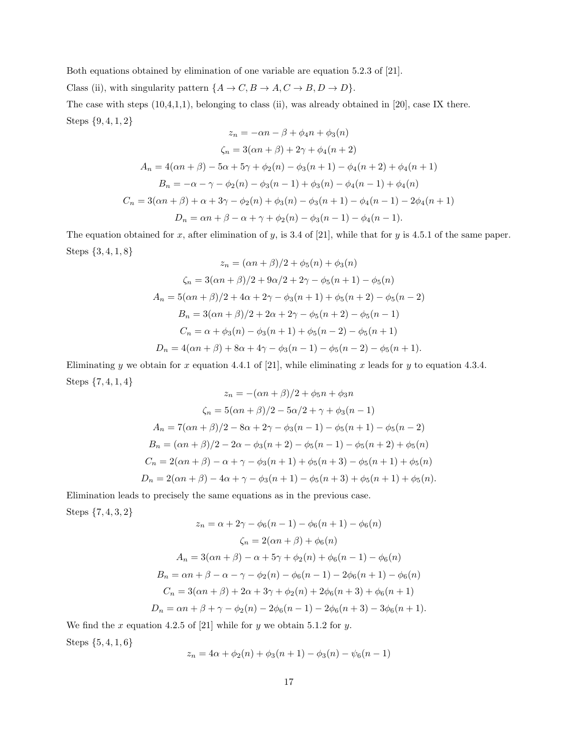Both equations obtained by elimination of one variable are equation 5.2.3 of [21].

Class (ii), with singularity pattern $\{A \to C, B \to A, C \to B, D \to D\}$.

The case with steps (10,4,1,1), belonging to class (ii), was already obtained in [20], case IX there.

Steps $\{9, 4, 1, 2\}$

$$z_n = -\alpha n - \beta + \phi_4 n + \phi_3(n)$$

$$\zeta_n = 3(\alpha n + \beta) + 2\gamma + \phi_4(n+2)$$

$$A_n = 4(\alpha n + \beta) - 5\alpha + 5\gamma + \phi_2(n) - \phi_3(n+1) - \phi_4(n+2) + \phi_4(n+1)$$

$$B_n = -\alpha - \gamma - \phi_2(n) - \phi_3(n-1) + \phi_3(n) - \phi_4(n-1) + \phi_4(n)$$

$$C_n = 3(\alpha n + \beta) + \alpha + 3\gamma - \phi_2(n) + \phi_3(n) - \phi_3(n+1) - \phi_4(n-1) - 2\phi_4(n+1)$$

$$D_n = \alpha n + \beta - \alpha + \gamma + \phi_2(n) - \phi_3(n-1) - \phi_4(n-1).$$

The equation obtained for $x$, after elimination of $y$, is 3.4 of [21], while that for $y$ is 4.5.1 of the same paper.

Steps $\{3, 4, 1, 8\}$

$$z_n = (\alpha n + \beta)/2 + \phi_5(n) + \phi_3(n)$$

$$\zeta_n = 3(\alpha n + \beta)/2 + 9\alpha/2 + 2\gamma - \phi_5(n+1) - \phi_5(n)$$

$$A_n = 5(\alpha n + \beta)/2 + 4\alpha + 2\gamma - \phi_3(n+1) + \phi_5(n+2) - \phi_5(n-2)$$

$$B_n = 3(\alpha n + \beta)/2 + 2\alpha + 2\gamma - \phi_5(n+2) - \phi_5(n-1)$$

$$C_n = \alpha + \phi_3(n) - \phi_3(n+1) + \phi_5(n-2) - \phi_5(n+1)$$

$$D_n = 4(\alpha n + \beta) + 8\alpha + 4\gamma - \phi_3(n-1) - \phi_5(n-2) - \phi_5(n+1).$$

Eliminating $y$ we obtain for $x$ equation 4.4.1 of [21], while eliminating $x$ leads for $y$ to equation 4.3.4.

Steps $\{7, 4, 1, 4\}$

$$z_n = -(\alpha n + \beta)/2 + \phi_5 n + \phi_3 n$$

$$\zeta_n = 5(\alpha n + \beta)/2 - 5\alpha/2 + \gamma + \phi_3(n-1)$$

$$A_n = 7(\alpha n + \beta)/2 - 8\alpha + 2\gamma - \phi_3(n-1) - \phi_5(n+1) - \phi_5(n-2)$$

$$B_n = (\alpha n + \beta)/2 - 2\alpha - \phi_3(n+2) - \phi_5(n-1) - \phi_5(n+2) + \phi_5(n)$$

$$C_n = 2(\alpha n + \beta) - \alpha + \gamma - \phi_3(n+1) + \phi_5(n+3) - \phi_5(n+1) + \phi_5(n)$$

$$D_n = 2(\alpha n + \beta) - 4\alpha + \gamma - \phi_3(n+1) - \phi_5(n+3) + \phi_5(n+1) + \phi_5(n).$$

Elimination leads to precisely the same equations as in the previous case.

Steps $\{7, 4, 3, 2\}$

$$z_n = \alpha + 2\gamma - \phi_6(n-1) - \phi_6(n+1) - \phi_6(n)$$

$$\zeta_n = 2(\alpha n + \beta) + \phi_6(n)$$

$$A_n = 3(\alpha n + \beta) - \alpha + 5\gamma + \phi_2(n) + \phi_6(n-1) - \phi_6(n)$$

$$B_n = \alpha n + \beta - \alpha - \gamma - \phi_2(n) - \phi_6(n-1) - 2\phi_6(n+1) - \phi_6(n)$$

$$C_n = 3(\alpha n + \beta) + 2\alpha + 3\gamma + \phi_2(n) + 2\phi_6(n+3) + \phi_6(n+1)$$

$$D_n = \alpha n + \beta + \gamma - \phi_2(n) - 2\phi_6(n-1) - 2\phi_6(n+3) - 3\phi_6(n+1).$$

We find the $x$ equation 4.2.5 of [21] while for $y$ we obtain 5.1.2 for $y$.

Steps $\{5, 4, 1, 6\}$

$$z_n = 4\alpha + \phi_2(n) + \phi_3(n+1) - \phi_3(n) - \psi_6(n-1)$$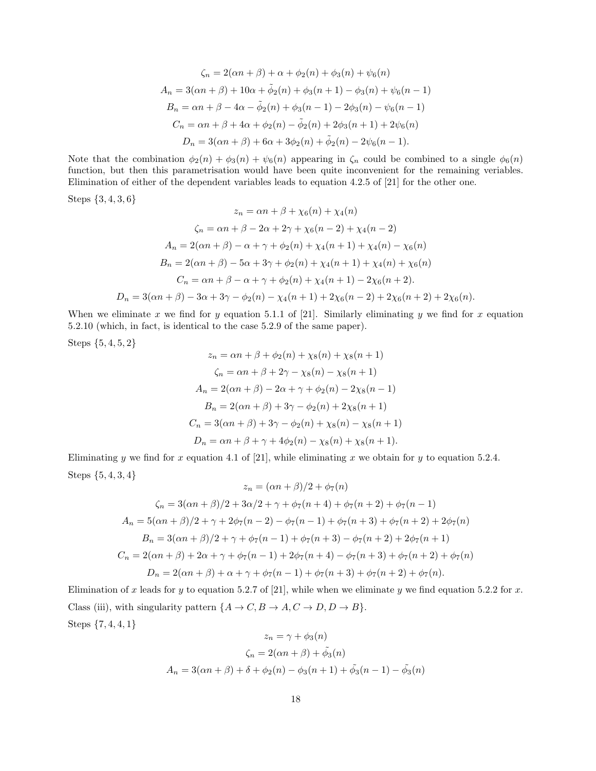$$\zeta_n = 2(\alpha n + \beta) + \alpha + \phi_2(n) + \phi_3(n) + \psi_6(n)$$

$$A_n = 3(\alpha n + \beta) + 10\alpha + \tilde{\phi}_2(n) + \phi_3(n+1) - \phi_3(n) + \psi_6(n-1)$$

$$B_n = \alpha n + \beta - 4\alpha - \tilde{\phi}_2(n) + \phi_3(n-1) - 2\phi_3(n) - \psi_6(n-1)$$

$$C_n = \alpha n + \beta + 4\alpha + \phi_2(n) - \tilde{\phi}_2(n) + 2\phi_3(n+1) + 2\psi_6(n)$$

$$D_n = 3(\alpha n + \beta) + 6\alpha + 3\phi_2(n) + \tilde{\phi}_2(n) - 2\psi_6(n-1).$$

Note that the combination $\phi_2(n) + \phi_3(n) + \psi_6(n)$ appearing in $\zeta_n$ could be combined to a single $\phi_6(n)$ function, but then this parametrisation would have been quite inconvenient for the remaining veriables. Elimination of either of the dependent variables leads to equation 4.2.5 of [21] for the other one.

Steps $\{3, 4, 3, 6\}$

$$z_n = \alpha n + \beta + \chi_6(n) + \chi_4(n)$$

$$\zeta_n = \alpha n + \beta - 2\alpha + 2\gamma + \chi_6(n-2) + \chi_4(n-2)$$

$$A_n = 2(\alpha n + \beta) - \alpha + \gamma + \phi_2(n) + \chi_4(n+1) + \chi_4(n) - \chi_6(n)$$

$$B_n = 2(\alpha n + \beta) - 5\alpha + 3\gamma + \phi_2(n) + \chi_4(n+1) + \chi_4(n) + \chi_6(n)$$

$$C_n = \alpha n + \beta - \alpha + \gamma + \phi_2(n) + \chi_4(n+1) - 2\chi_6(n+2).$$

$$D_n = 3(\alpha n + \beta) - 3\alpha + 3\gamma - \phi_2(n) - \chi_4(n+1) + 2\chi_6(n-2) + 2\chi_6(n+2) + 2\chi_6(n).$$

When we eliminate $x$ we find for $y$ equation 5.1.1 of [21]. Similarly eliminating $y$ we find for $x$ equation 5.2.10 (which, in fact, is identical to the case 5.2.9 of the same paper).

Steps $\{5, 4, 5, 2\}$

$$z_n = \alpha n + \beta + \phi_2(n) + \chi_8(n) + \chi_8(n+1)$$

$$\zeta_n = \alpha n + \beta + 2\gamma - \chi_8(n) - \chi_8(n+1)$$

$$A_n = 2(\alpha n + \beta) - 2\alpha + \gamma + \phi_2(n) - 2\chi_8(n-1)$$

$$B_n = 2(\alpha n + \beta) + 3\gamma - \phi_2(n) + 2\chi_8(n+1)$$

$$C_n = 3(\alpha n + \beta) + 3\gamma - \phi_2(n) + \chi_8(n) - \chi_8(n+1)$$

$$D_n = \alpha n + \beta + \gamma + 4\phi_2(n) - \chi_8(n) + \chi_8(n+1).$$

Eliminating $y$ we find for $x$ equation 4.1 of [21], while eliminating $x$ we obtain for $y$ to equation 5.2.4.

Steps $\{5, 4, 3, 4\}$

$$z_n = (\alpha n + \beta)/2 + \phi_7(n)$$

$$\zeta_n = 3(\alpha n + \beta)/2 + 3\alpha/2 + \gamma + \phi_7(n+4) + \phi_7(n+2) + \phi_7(n-1)$$

$$A_n = 5(\alpha n + \beta)/2 + \gamma + 2\phi_7(n-2) - \phi_7(n-1) + \phi_7(n+3) + \phi_7(n+2) + 2\phi_7(n)$$

$$B_n = 3(\alpha n + \beta)/2 + \gamma + \phi_7(n-1) + \phi_7(n+3) - \phi_7(n+2) + 2\phi_7(n+1)$$

$$C_n = 2(\alpha n + \beta) + 2\alpha + \gamma + \phi_7(n-1) + 2\phi_7(n+4) - \phi_7(n+3) + \phi_7(n+2) + \phi_7(n)$$

$$D_n = 2(\alpha n + \beta) + \alpha + \gamma + \phi_7(n-1) + \phi_7(n+3) + \phi_7(n+2) + \phi_7(n).$$

Elimination of $x$ leads for $y$ to equation 5.2.7 of [21], while when we eliminate $y$ we find equation 5.2.2 for $x$.

Class (iii), with singularity pattern $\{A \to C, B \to A, C \to D, D \to B\}$.

Steps $\{7, 4, 4, 1\}$

$$z_n = \gamma + \phi_3(n)$$

$$\zeta_n = 2(\alpha n + \beta) + \tilde{\phi}_3(n)$$

$$A_n = 3(\alpha n + \beta) + \delta + \phi_2(n) - \phi_3(n+1) + \tilde{\phi}_3(n-1) - \tilde{\phi}_3(n)$$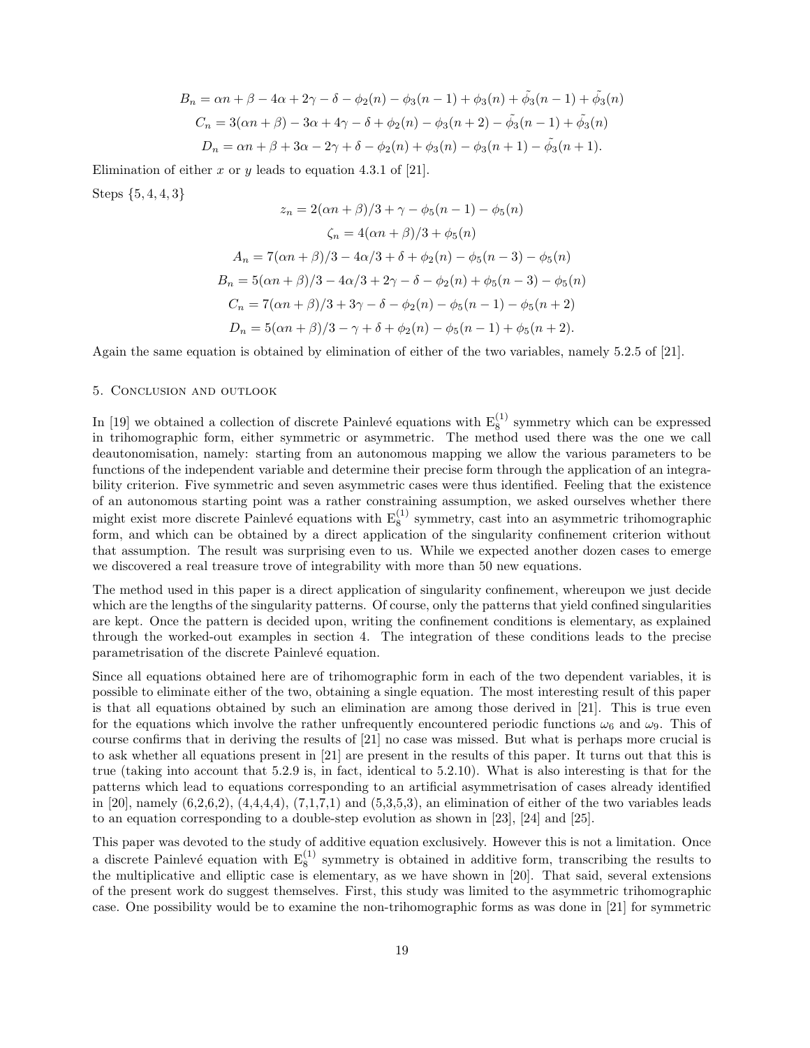$$B_n = \alpha n + \beta - 4\alpha + 2\gamma - \delta - \phi_2(n) - \phi_3(n-1) + \phi_3(n) + \tilde{\phi}_3(n-1) + \tilde{\phi}_3(n)$$

$$C_n = 3(\alpha n + \beta) - 3\alpha + 4\gamma - \delta + \phi_2(n) - \phi_3(n+2) - \tilde{\phi}_3(n-1) + \tilde{\phi}_3(n)$$

$$D_n = \alpha n + \beta + 3\alpha - 2\gamma + \delta - \phi_2(n) + \phi_3(n) - \phi_3(n+1) - \tilde{\phi}_3(n+1).$$

Elimination of either $x$ or $y$ leads to equation 4.3.1 of [21].

Steps $\{5, 4, 4, 3\}$

$$z_n = 2(\alpha n + \beta)/3 + \gamma - \phi_5(n-1) - \phi_5(n)$$

$$\zeta_n = 4(\alpha n + \beta)/3 + \phi_5(n)$$

$$A_n = 7(\alpha n + \beta)/3 - 4\alpha/3 + \delta + \phi_2(n) - \phi_5(n-3) - \phi_5(n)$$

$$B_n = 5(\alpha n + \beta)/3 - 4\alpha/3 + 2\gamma - \delta - \phi_2(n) + \phi_5(n-3) - \phi_5(n)$$

$$C_n = 7(\alpha n + \beta)/3 + 3\gamma - \delta - \phi_2(n) - \phi_5(n-1) - \phi_5(n+2)$$

$$D_n = 5(\alpha n + \beta)/3 - \gamma + \delta + \phi_2(n) - \phi_5(n-1) + \phi_5(n+2).$$

Again the same equation is obtained by elimination of either of the two variables, namely 5.2.5 of [21].

## 5. Conclusion and outlook

In [19] we obtained a collection of discrete Painlevé equations with $\mathrm{E}_8^{(1)}$ symmetry which can be expressed in trihomographic form, either symmetric or asymmetric. The method used there was the one we call deautonomisation, namely: starting from an autonomous mapping we allow the various parameters to be functions of the independent variable and determine their precise form through the application of an integrability criterion. Five symmetric and seven asymmetric cases were thus identified. Feeling that the existence of an autonomous starting point was a rather constraining assumption, we asked ourselves whether there might exist more discrete Painlevé equations with $\mathrm{E}_8^{(1)}$ symmetry, cast into an asymmetric trihomographic form, and which can be obtained by a direct application of the singularity confinement criterion without that assumption. The result was surprising even to us. While we expected another dozen cases to emerge we discovered a real treasure trove of integrability with more than 50 new equations.

The method used in this paper is a direct application of singularity confinement, whereupon we just decide which are the lengths of the singularity patterns. Of course, only the patterns that yield confined singularities are kept. Once the pattern is decided upon, writing the confinement conditions is elementary, as explained through the worked-out examples in section 4. The integration of these conditions leads to the precise parametrisation of the discrete Painlevé equation.

Since all equations obtained here are of trihomographic form in each of the two dependent variables, it is possible to eliminate either of the two, obtaining a single equation. The most interesting result of this paper is that all equations obtained by such an elimination are among those derived in [21]. This is true even for the equations which involve the rather unfrequently encountered periodic functions $\omega_6$ and $\omega_9$. This of course confirms that in deriving the results of [21] no case was missed. But what is perhaps more crucial is to ask whether all equations present in [21] are present in the results of this paper. It turns out that this is true (taking into account that 5.2.9 is, in fact, identical to 5.2.10). What is also interesting is that for the patterns which lead to equations corresponding to an artificial asymmetrisation of cases already identified in [20], namely (6,2,6,2), (4,4,4,4), (7,1,7,1) and (5,3,5,3), an elimination of either of the two variables leads to an equation corresponding to a double-step evolution as shown in [23], [24] and [25].

This paper was devoted to the study of additive equation exclusively. However this is not a limitation. Once a discrete Painlevé equation with $\mathrm{E}_8^{(1)}$ symmetry is obtained in additive form, transcribing the results to the multiplicative and elliptic case is elementary, as we have shown in [20]. That said, several extensions of the present work do suggest themselves. First, this study was limited to the asymmetric trihomographic case. One possibility would be to examine the non-trihomographic forms as was done in [21] for symmetric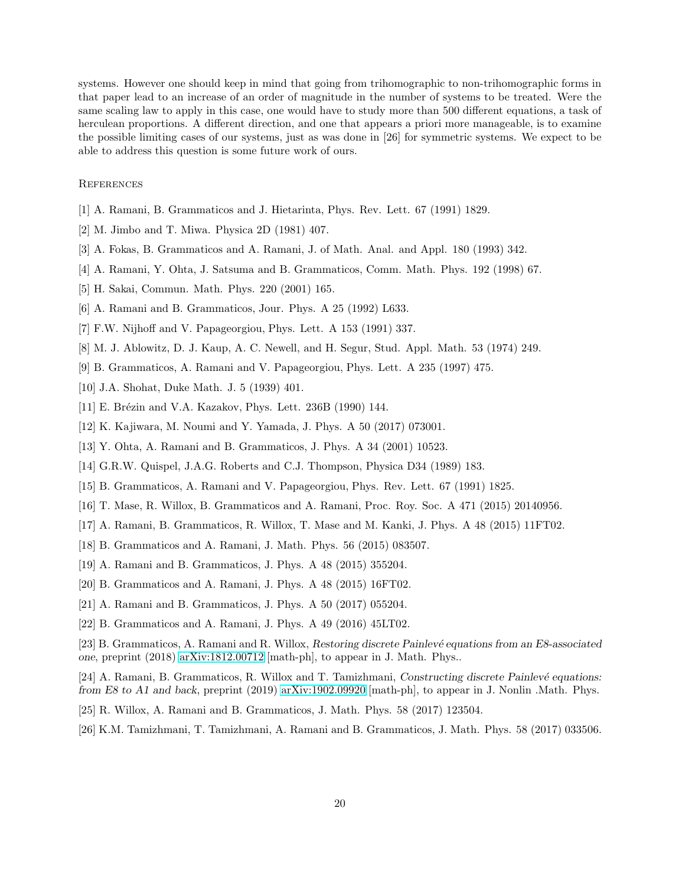systems. However one should keep in mind that going from trihomographic to non-trihomographic forms in that paper lead to an increase of an order of magnitude in the number of systems to be treated. Were the same scaling law to apply in this case, one would have to study more than 500 different equations, a task of herculean proportions. A different direction, and one that appears a priori more manageable, is to examine the possible limiting cases of our systems, just as was done in [26] for symmetric systems. We expect to be able to address this question is some future work of ours.

## References

[1] A. Ramani, B. Grammaticos and J. Hietarinta, Phys. Rev. Lett. 67 (1991) 1829.

[2] M. Jimbo and T. Miwa. Physica 2D (1981) 407.

[3] A. Fokas, B. Grammaticos and A. Ramani, J. of Math. Anal. and Appl. 180 (1993) 342.

[4] A. Ramani, Y. Ohta, J. Satsuma and B. Grammaticos, Comm. Math. Phys. 192 (1998) 67.

[5] H. Sakai, Commun. Math. Phys. 220 (2001) 165.

[6] A. Ramani and B. Grammaticos, Jour. Phys. A 25 (1992) L633.

[7] F.W. Nijhoff and V. Papageorgiou, Phys. Lett. A 153 (1991) 337.

[8] M. J. Ablowitz, D. J. Kaup, A. C. Newell, and H. Segur, Stud. Appl. Math. 53 (1974) 249.

[9] B. Grammaticos, A. Ramani and V. Papageorgiou, Phys. Lett. A 235 (1997) 475.

[10] J.A. Shohat, Duke Math. J. 5 (1939) 401.

[11] E. Brézin and V.A. Kazakov, Phys. Lett. 236B (1990) 144.

[12] K. Kajiwara, M. Noumi and Y. Yamada, J. Phys. A 50 (2017) 073001.

[13] Y. Ohta, A. Ramani and B. Grammaticos, J. Phys. A 34 (2001) 10523.

[14] G.R.W. Quispel, J.A.G. Roberts and C.J. Thompson, Physica D34 (1989) 183.

[15] B. Grammaticos, A. Ramani and V. Papageorgiou, Phys. Rev. Lett. 67 (1991) 1825.

[16] T. Mase, R. Willox, B. Grammaticos and A. Ramani, Proc. Roy. Soc. A 471 (2015) 20140956.

[17] A. Ramani, B. Grammaticos, R. Willox, T. Mase and M. Kanki, J. Phys. A 48 (2015) 11FT02.

[18] B. Grammaticos and A. Ramani, J. Math. Phys. 56 (2015) 083507.

[19] A. Ramani and B. Grammaticos, J. Phys. A 48 (2015) 355204.

[20] B. Grammaticos and A. Ramani, J. Phys. A 48 (2015) 16FT02.

[21] A. Ramani and B. Grammaticos, J. Phys. A 50 (2017) 055204.

[22] B. Grammaticos and A. Ramani, J. Phys. A 49 (2016) 45LT02.

[23] B. Grammaticos, A. Ramani and R. Willox, *Restoring discrete Painlevé equations from an E8-associated one*, preprint (2018) arXiv:1812.00712 [math-ph], to appear in J. Math. Phys..

[24] A. Ramani, B. Grammaticos, R. Willox and T. Tamizhmani, *Constructing discrete Painlevé equations: from E8 to A1 and back*, preprint (2019) arXiv:1902.09920 [math-ph], to appear in J. Nonlin .Math. Phys.

[25] R. Willox, A. Ramani and B. Grammaticos, J. Math. Phys. 58 (2017) 123504.

[26] K.M. Tamizhmani, T. Tamizhmani, A. Ramani and B. Grammaticos, J. Math. Phys. 58 (2017) 033506.